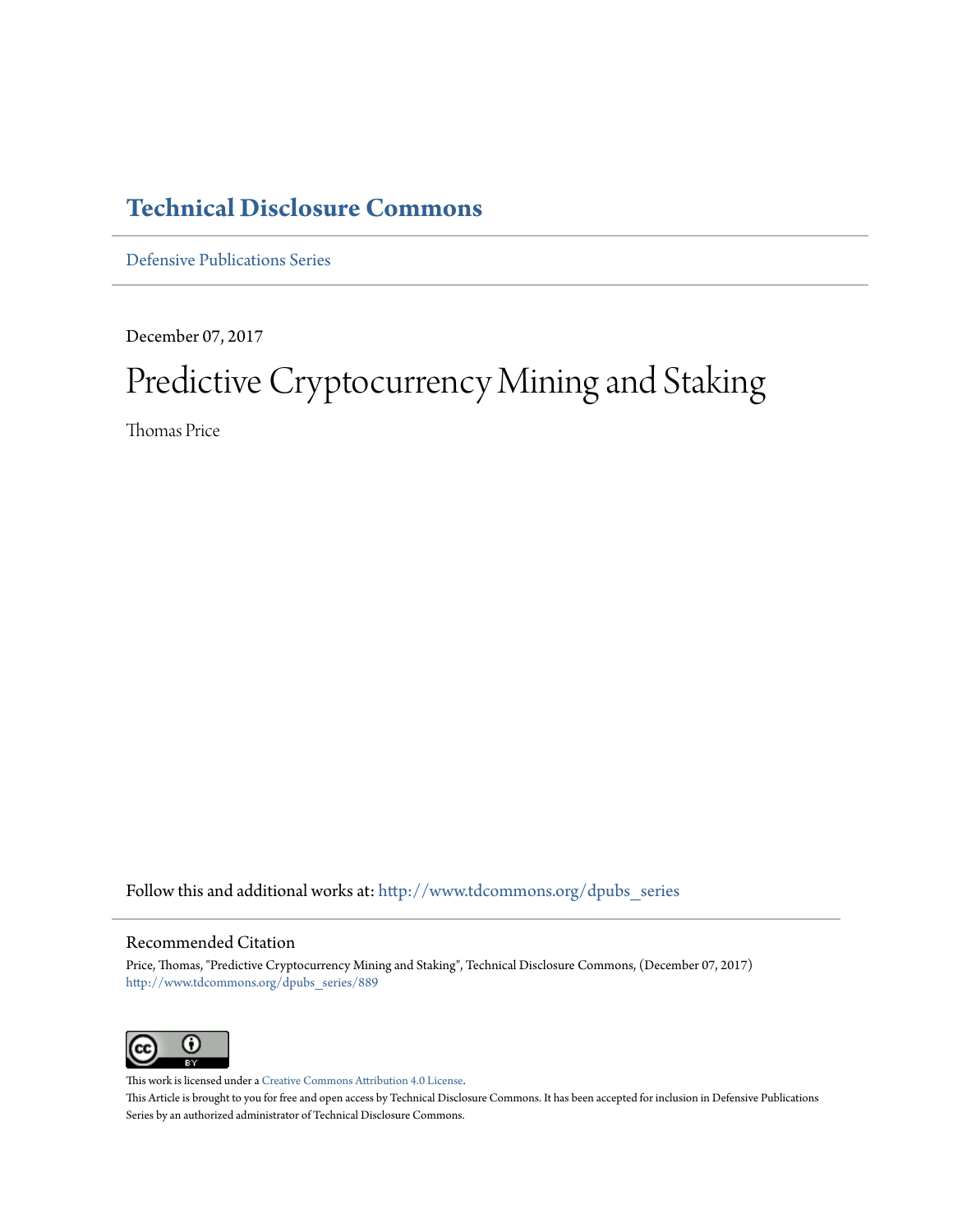# Technical Disclosure Commons

Defensive Publications Series

December 07, 2017

# Predictive Cryptocurrency Mining and Staking

Thomas Price

Follow this and additional works at: http://www.tdcommons.org/dpubs_series

## Recommended Citation

Price, Thomas, "Predictive Cryptocurrency Mining and Staking", Technical Disclosure Commons, (December 07, 2017)
http://www.tdcommons.org/dpubs_series/889

This work is licensed under a Creative Commons Attribution 4.0 License.

This Article is brought to you for free and open access by Technical Disclosure Commons. It has been accepted for inclusion in Defensive Publications Series by an authorized administrator of Technical Disclosure Commons.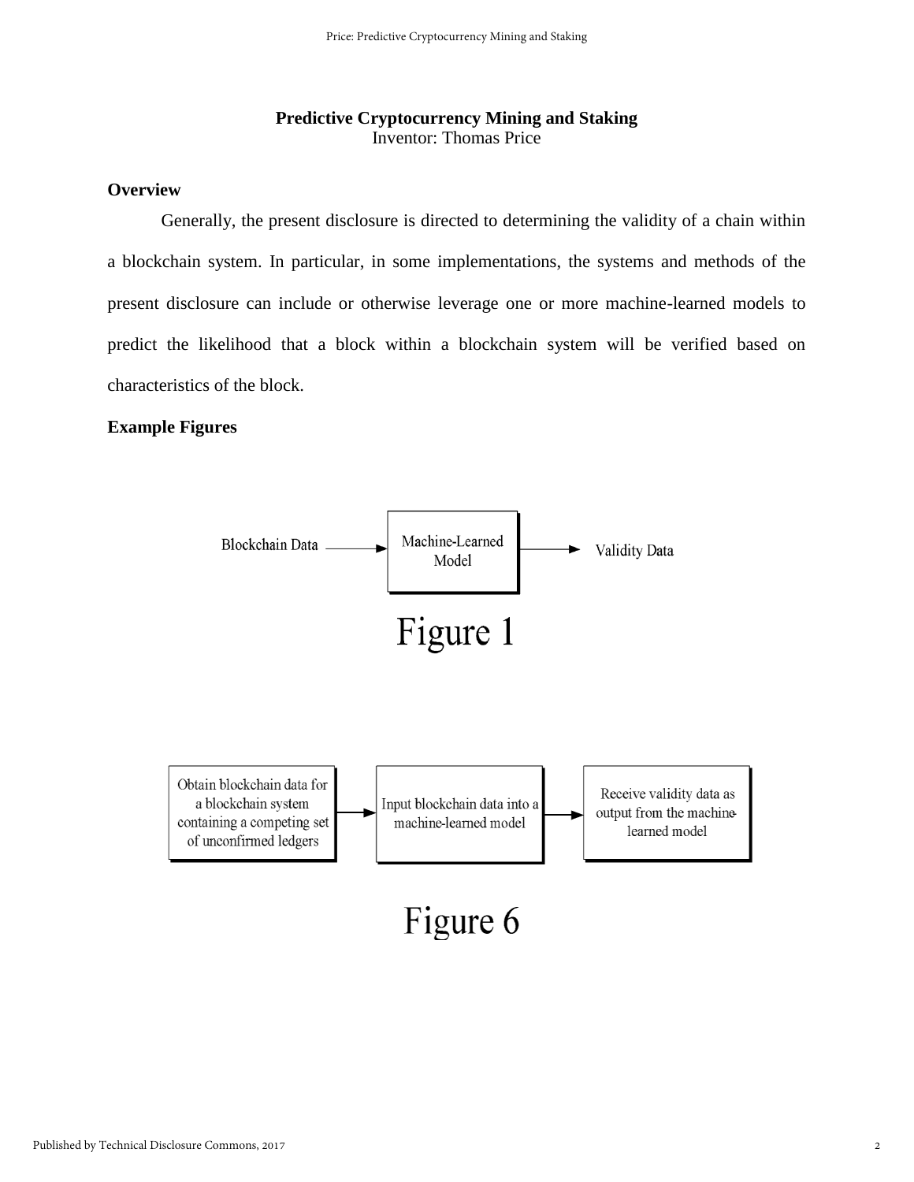**Predictive Cryptocurrency Mining and Staking**
Inventor: Thomas Price

## Overview

Generally, the present disclosure is directed to determining the validity of a chain within a blockchain system. In particular, in some implementations, the systems and methods of the present disclosure can include or otherwise leverage one or more machine-learned models to predict the likelihood that a block within a blockchain system will be verified based on characteristics of the block.

## Example Figures

Blockchain Data → Machine-Learned Model → Validity Data

Figure 1

Obtain blockchain data for a blockchain system containing a competing set of unconfirmed ledgers → Input blockchain data into a machine-learned model → Receive validity data as output from the machine-learned model

Figure 6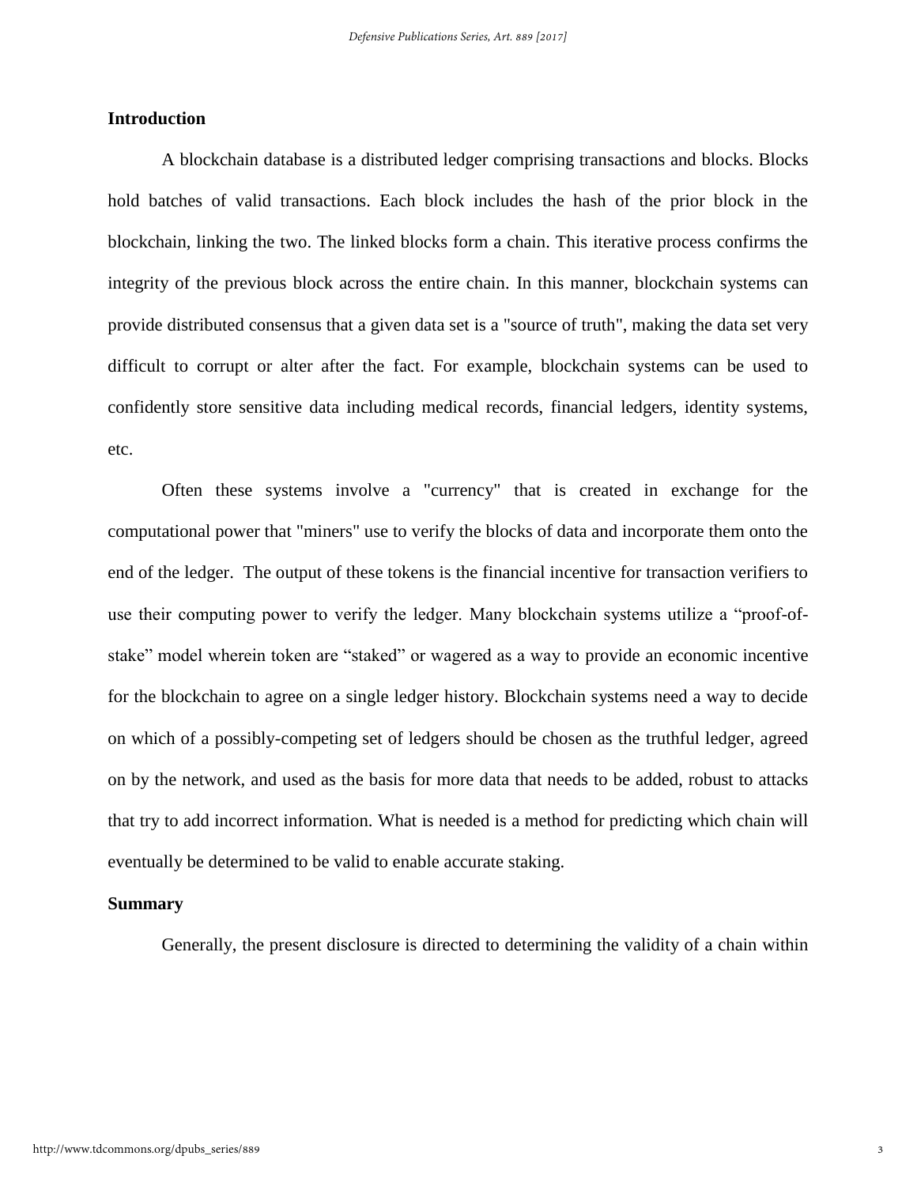## Introduction

A blockchain database is a distributed ledger comprising transactions and blocks. Blocks hold batches of valid transactions. Each block includes the hash of the prior block in the blockchain, linking the two. The linked blocks form a chain. This iterative process confirms the integrity of the previous block across the entire chain. In this manner, blockchain systems can provide distributed consensus that a given data set is a "source of truth", making the data set very difficult to corrupt or alter after the fact. For example, blockchain systems can be used to confidently store sensitive data including medical records, financial ledgers, identity systems, etc.

Often these systems involve a "currency" that is created in exchange for the computational power that "miners" use to verify the blocks of data and incorporate them onto the end of the ledger. The output of these tokens is the financial incentive for transaction verifiers to use their computing power to verify the ledger. Many blockchain systems utilize a “proof-of-stake” model wherein token are “staked” or wagered as a way to provide an economic incentive for the blockchain to agree on a single ledger history. Blockchain systems need a way to decide on which of a possibly-competing set of ledgers should be chosen as the truthful ledger, agreed on by the network, and used as the basis for more data that needs to be added, robust to attacks that try to add incorrect information. What is needed is a method for predicting which chain will eventually be determined to be valid to enable accurate staking.

## Summary

Generally, the present disclosure is directed to determining the validity of a chain within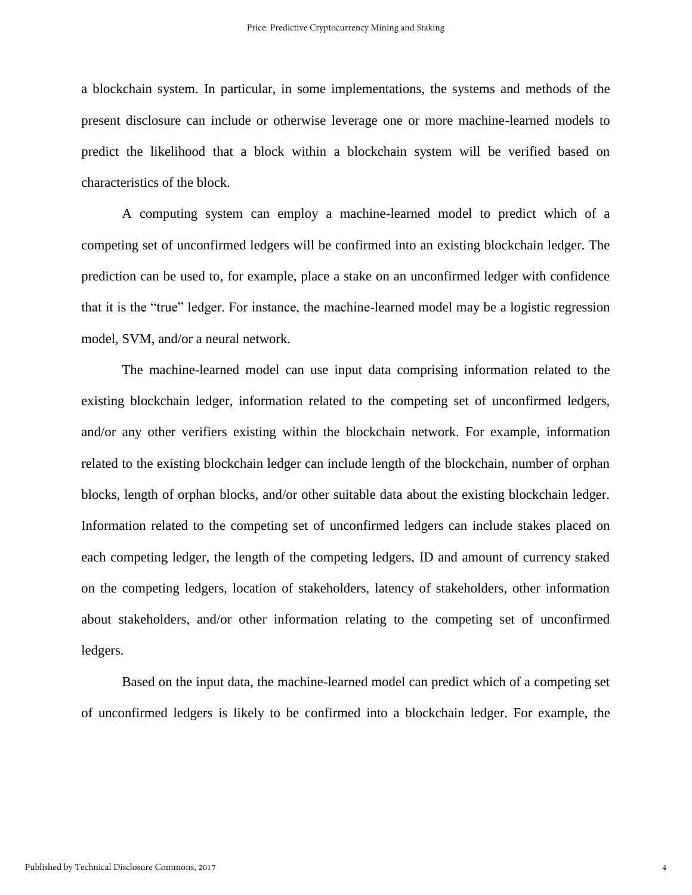a blockchain system. In particular, in some implementations, the systems and methods of the present disclosure can include or otherwise leverage one or more machine-learned models to predict the likelihood that a block within a blockchain system will be verified based on characteristics of the block.

A computing system can employ a machine-learned model to predict which of a competing set of unconfirmed ledgers will be confirmed into an existing blockchain ledger. The prediction can be used to, for example, place a stake on an unconfirmed ledger with confidence that it is the "true" ledger. For instance, the machine-learned model may be a logistic regression model, SVM, and/or a neural network.

The machine-learned model can use input data comprising information related to the existing blockchain ledger, information related to the competing set of unconfirmed ledgers, and/or any other verifiers existing within the blockchain network. For example, information related to the existing blockchain ledger can include length of the blockchain, number of orphan blocks, length of orphan blocks, and/or other suitable data about the existing blockchain ledger. Information related to the competing set of unconfirmed ledgers can include stakes placed on each competing ledger, the length of the competing ledgers, ID and amount of currency staked on the competing ledgers, location of stakeholders, latency of stakeholders, other information about stakeholders, and/or other information relating to the competing set of unconfirmed ledgers.

Based on the input data, the machine-learned model can predict which of a competing set of unconfirmed ledgers is likely to be confirmed into a blockchain ledger. For example, the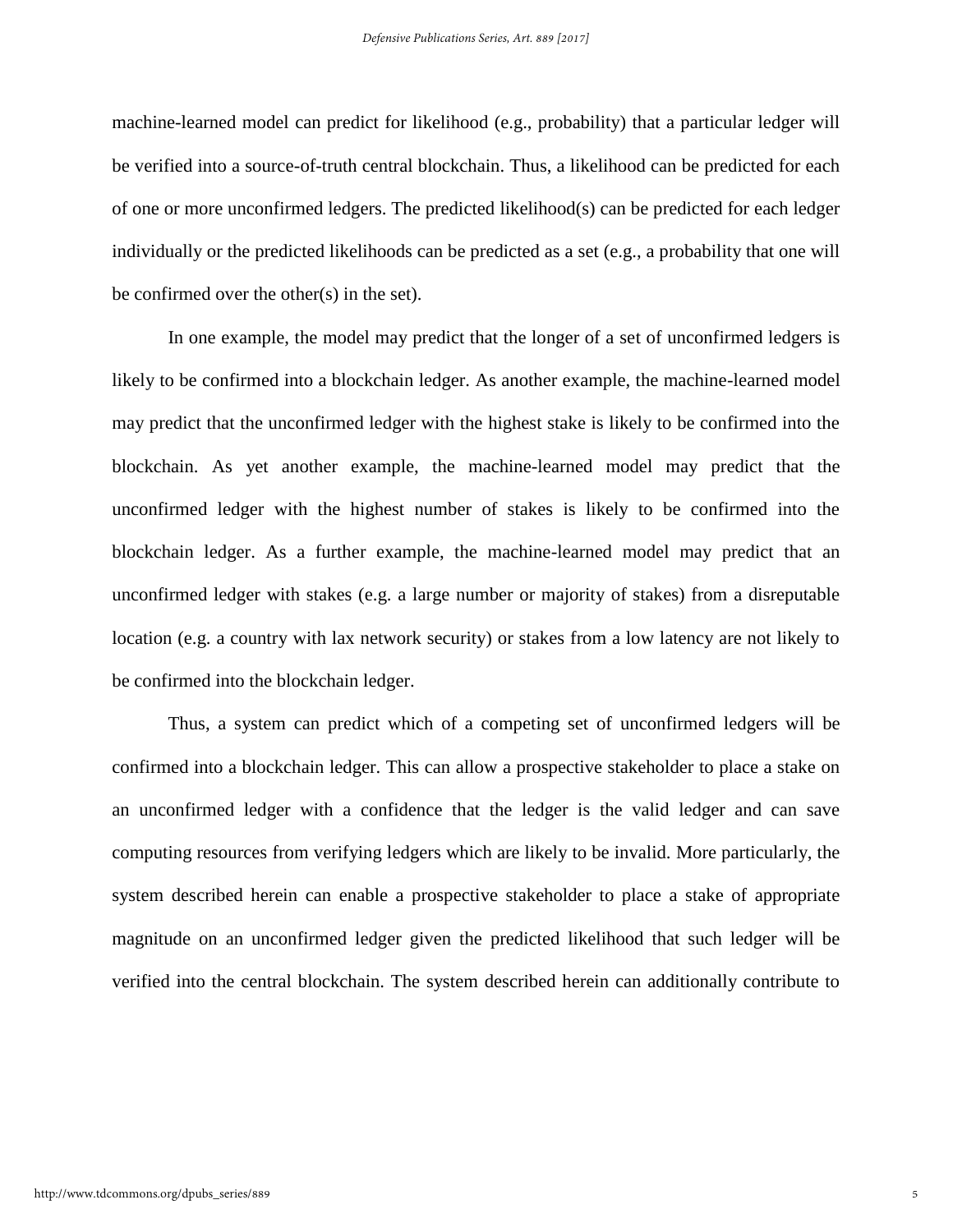machine-learned model can predict for likelihood (e.g., probability) that a particular ledger will be verified into a source-of-truth central blockchain. Thus, a likelihood can be predicted for each of one or more unconfirmed ledgers. The predicted likelihood(s) can be predicted for each ledger individually or the predicted likelihoods can be predicted as a set (e.g., a probability that one will be confirmed over the other(s) in the set).

In one example, the model may predict that the longer of a set of unconfirmed ledgers is likely to be confirmed into a blockchain ledger. As another example, the machine-learned model may predict that the unconfirmed ledger with the highest stake is likely to be confirmed into the blockchain. As yet another example, the machine-learned model may predict that the unconfirmed ledger with the highest number of stakes is likely to be confirmed into the blockchain ledger. As a further example, the machine-learned model may predict that an unconfirmed ledger with stakes (e.g. a large number or majority of stakes) from a disreputable location (e.g. a country with lax network security) or stakes from a low latency are not likely to be confirmed into the blockchain ledger.

Thus, a system can predict which of a competing set of unconfirmed ledgers will be confirmed into a blockchain ledger. This can allow a prospective stakeholder to place a stake on an unconfirmed ledger with a confidence that the ledger is the valid ledger and can save computing resources from verifying ledgers which are likely to be invalid. More particularly, the system described herein can enable a prospective stakeholder to place a stake of appropriate magnitude on an unconfirmed ledger given the predicted likelihood that such ledger will be verified into the central blockchain. The system described herein can additionally contribute to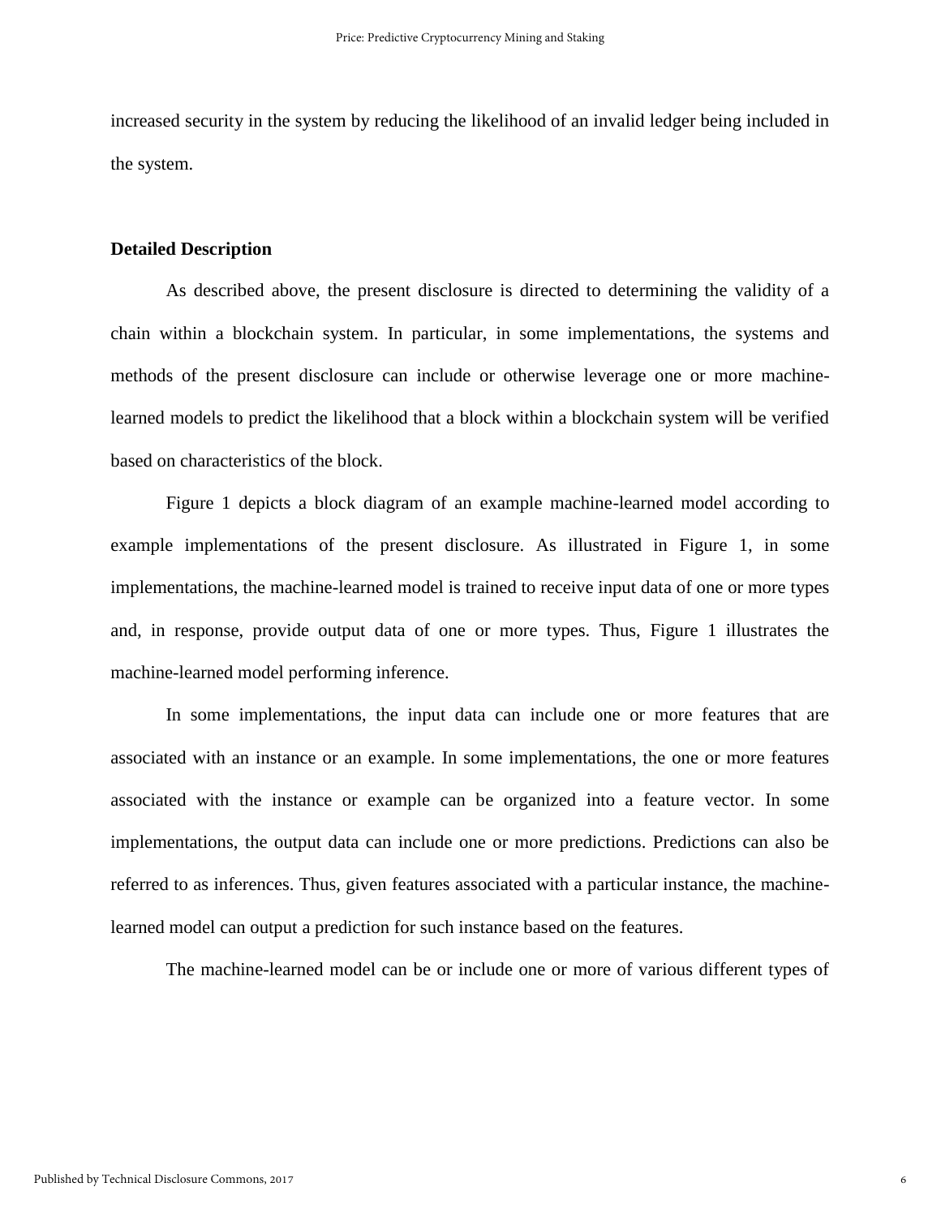increased security in the system by reducing the likelihood of an invalid ledger being included in the system.

**Detailed Description**

As described above, the present disclosure is directed to determining the validity of a chain within a blockchain system. In particular, in some implementations, the systems and methods of the present disclosure can include or otherwise leverage one or more machine-learned models to predict the likelihood that a block within a blockchain system will be verified based on characteristics of the block.

Figure 1 depicts a block diagram of an example machine-learned model according to example implementations of the present disclosure. As illustrated in Figure 1, in some implementations, the machine-learned model is trained to receive input data of one or more types and, in response, provide output data of one or more types. Thus, Figure 1 illustrates the machine-learned model performing inference.

In some implementations, the input data can include one or more features that are associated with an instance or an example. In some implementations, the one or more features associated with the instance or example can be organized into a feature vector. In some implementations, the output data can include one or more predictions. Predictions can also be referred to as inferences. Thus, given features associated with a particular instance, the machine-learned model can output a prediction for such instance based on the features.

The machine-learned model can be or include one or more of various different types of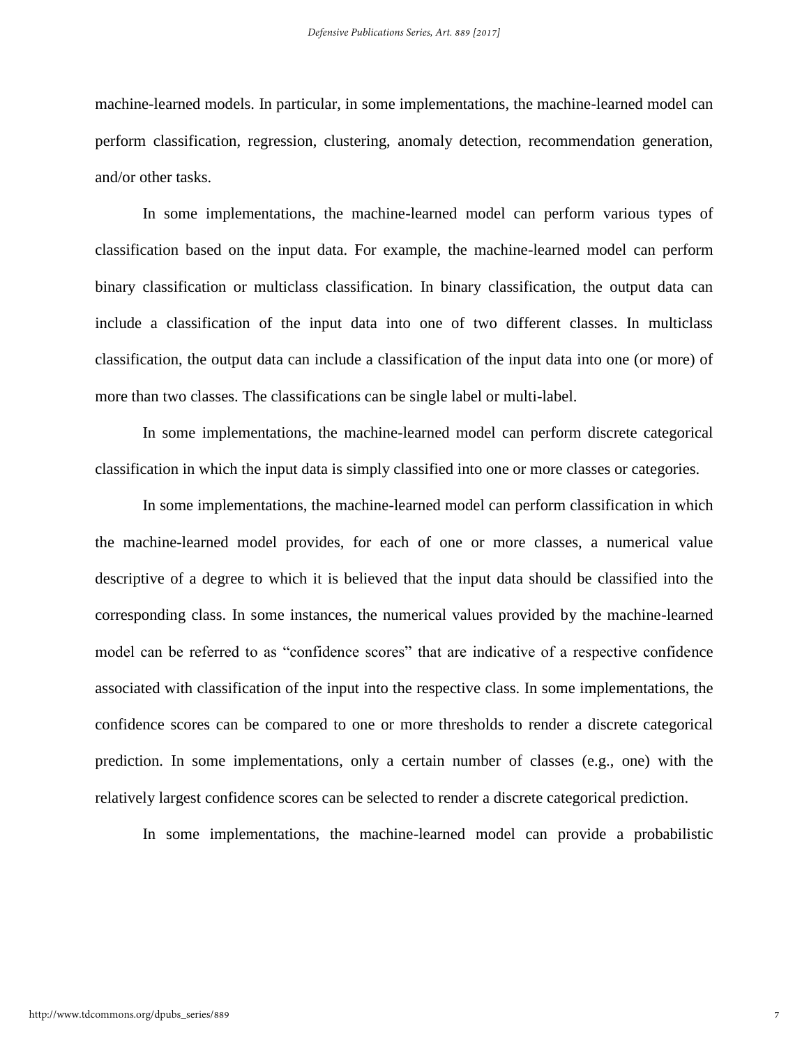machine-learned models. In particular, in some implementations, the machine-learned model can perform classification, regression, clustering, anomaly detection, recommendation generation, and/or other tasks.

In some implementations, the machine-learned model can perform various types of classification based on the input data. For example, the machine-learned model can perform binary classification or multiclass classification. In binary classification, the output data can include a classification of the input data into one of two different classes. In multiclass classification, the output data can include a classification of the input data into one (or more) of more than two classes. The classifications can be single label or multi-label.

In some implementations, the machine-learned model can perform discrete categorical classification in which the input data is simply classified into one or more classes or categories.

In some implementations, the machine-learned model can perform classification in which the machine-learned model provides, for each of one or more classes, a numerical value descriptive of a degree to which it is believed that the input data should be classified into the corresponding class. In some instances, the numerical values provided by the machine-learned model can be referred to as "confidence scores" that are indicative of a respective confidence associated with classification of the input into the respective class. In some implementations, the confidence scores can be compared to one or more thresholds to render a discrete categorical prediction. In some implementations, only a certain number of classes (e.g., one) with the relatively largest confidence scores can be selected to render a discrete categorical prediction.

In some implementations, the machine-learned model can provide a probabilistic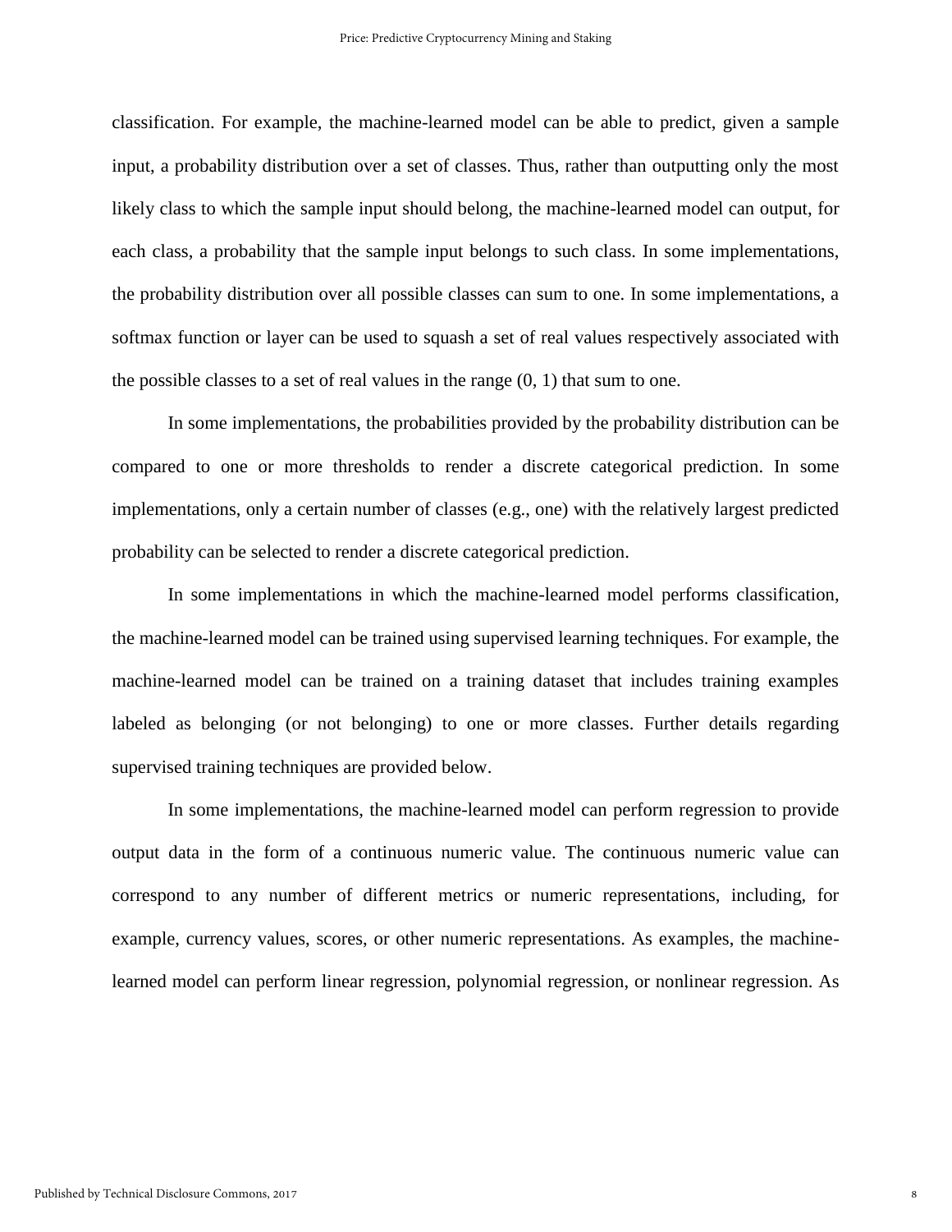classification. For example, the machine-learned model can be able to predict, given a sample input, a probability distribution over a set of classes. Thus, rather than outputting only the most likely class to which the sample input should belong, the machine-learned model can output, for each class, a probability that the sample input belongs to such class. In some implementations, the probability distribution over all possible classes can sum to one. In some implementations, a softmax function or layer can be used to squash a set of real values respectively associated with the possible classes to a set of real values in the range (0, 1) that sum to one.

In some implementations, the probabilities provided by the probability distribution can be compared to one or more thresholds to render a discrete categorical prediction. In some implementations, only a certain number of classes (e.g., one) with the relatively largest predicted probability can be selected to render a discrete categorical prediction.

In some implementations in which the machine-learned model performs classification, the machine-learned model can be trained using supervised learning techniques. For example, the machine-learned model can be trained on a training dataset that includes training examples labeled as belonging (or not belonging) to one or more classes. Further details regarding supervised training techniques are provided below.

In some implementations, the machine-learned model can perform regression to provide output data in the form of a continuous numeric value. The continuous numeric value can correspond to any number of different metrics or numeric representations, including, for example, currency values, scores, or other numeric representations. As examples, the machine-learned model can perform linear regression, polynomial regression, or nonlinear regression. As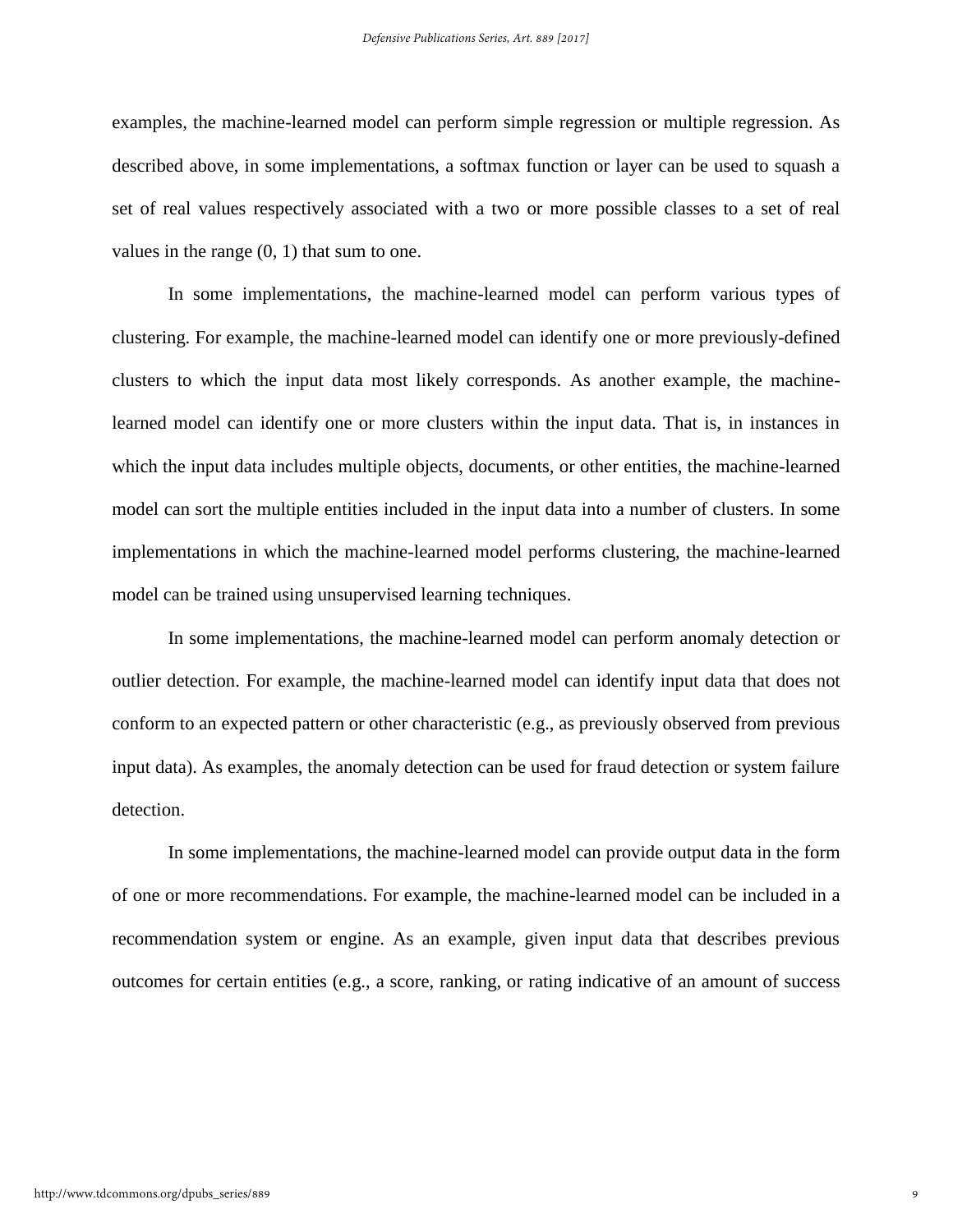examples, the machine-learned model can perform simple regression or multiple regression. As described above, in some implementations, a softmax function or layer can be used to squash a set of real values respectively associated with a two or more possible classes to a set of real values in the range (0, 1) that sum to one.

In some implementations, the machine-learned model can perform various types of clustering. For example, the machine-learned model can identify one or more previously-defined clusters to which the input data most likely corresponds. As another example, the machine-learned model can identify one or more clusters within the input data. That is, in instances in which the input data includes multiple objects, documents, or other entities, the machine-learned model can sort the multiple entities included in the input data into a number of clusters. In some implementations in which the machine-learned model performs clustering, the machine-learned model can be trained using unsupervised learning techniques.

In some implementations, the machine-learned model can perform anomaly detection or outlier detection. For example, the machine-learned model can identify input data that does not conform to an expected pattern or other characteristic (e.g., as previously observed from previous input data). As examples, the anomaly detection can be used for fraud detection or system failure detection.

In some implementations, the machine-learned model can provide output data in the form of one or more recommendations. For example, the machine-learned model can be included in a recommendation system or engine. As an example, given input data that describes previous outcomes for certain entities (e.g., a score, ranking, or rating indicative of an amount of success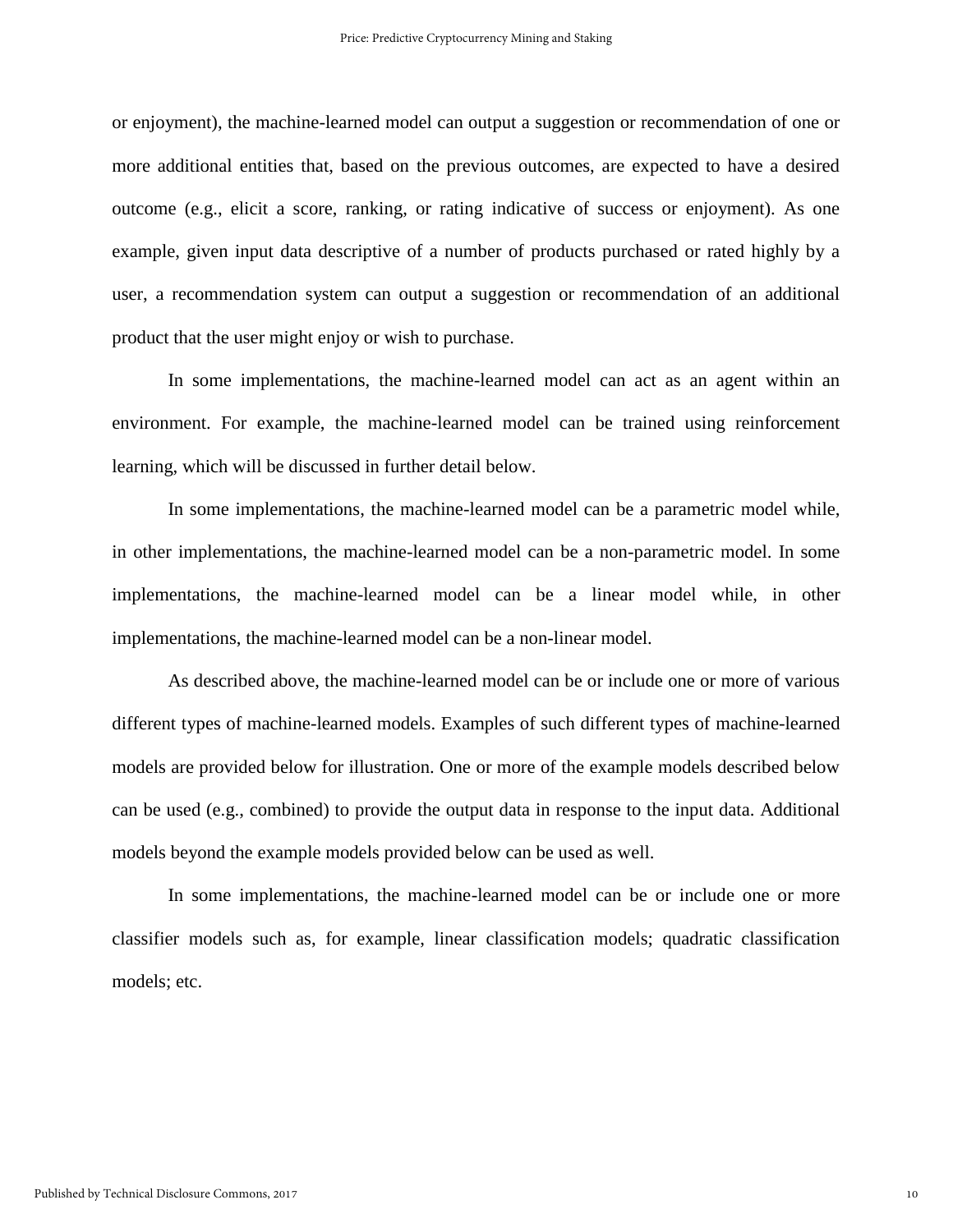or enjoyment), the machine-learned model can output a suggestion or recommendation of one or more additional entities that, based on the previous outcomes, are expected to have a desired outcome (e.g., elicit a score, ranking, or rating indicative of success or enjoyment). As one example, given input data descriptive of a number of products purchased or rated highly by a user, a recommendation system can output a suggestion or recommendation of an additional product that the user might enjoy or wish to purchase.

In some implementations, the machine-learned model can act as an agent within an environment. For example, the machine-learned model can be trained using reinforcement learning, which will be discussed in further detail below.

In some implementations, the machine-learned model can be a parametric model while, in other implementations, the machine-learned model can be a non-parametric model. In some implementations, the machine-learned model can be a linear model while, in other implementations, the machine-learned model can be a non-linear model.

As described above, the machine-learned model can be or include one or more of various different types of machine-learned models. Examples of such different types of machine-learned models are provided below for illustration. One or more of the example models described below can be used (e.g., combined) to provide the output data in response to the input data. Additional models beyond the example models provided below can be used as well.

In some implementations, the machine-learned model can be or include one or more classifier models such as, for example, linear classification models; quadratic classification models; etc.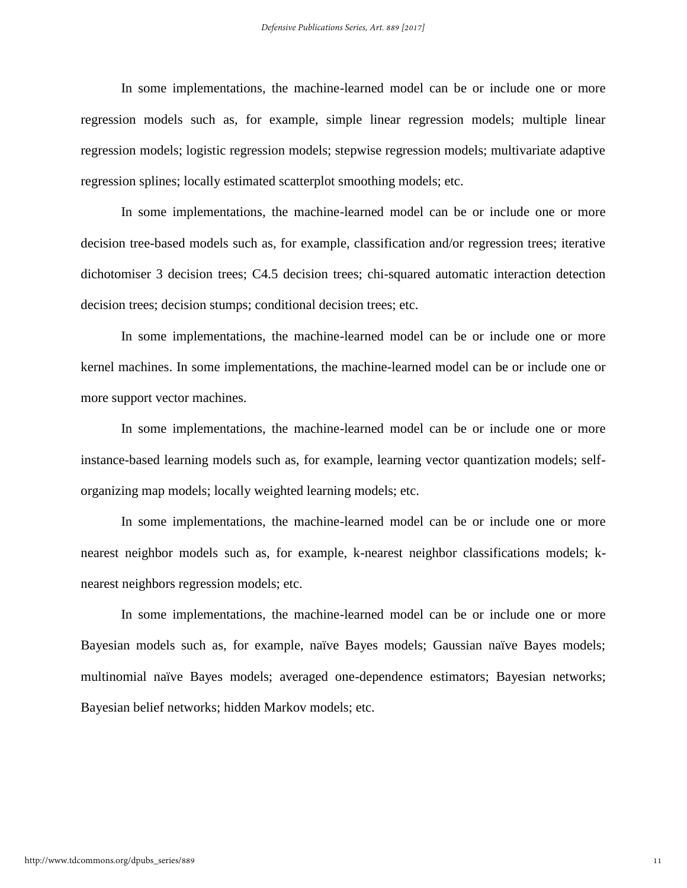In some implementations, the machine-learned model can be or include one or more regression models such as, for example, simple linear regression models; multiple linear regression models; logistic regression models; stepwise regression models; multivariate adaptive regression splines; locally estimated scatterplot smoothing models; etc.

In some implementations, the machine-learned model can be or include one or more decision tree-based models such as, for example, classification and/or regression trees; iterative dichotomiser 3 decision trees; C4.5 decision trees; chi-squared automatic interaction detection decision trees; decision stumps; conditional decision trees; etc.

In some implementations, the machine-learned model can be or include one or more kernel machines. In some implementations, the machine-learned model can be or include one or more support vector machines.

In some implementations, the machine-learned model can be or include one or more instance-based learning models such as, for example, learning vector quantization models; self-organizing map models; locally weighted learning models; etc.

In some implementations, the machine-learned model can be or include one or more nearest neighbor models such as, for example, k-nearest neighbor classifications models; k-nearest neighbors regression models; etc.

In some implementations, the machine-learned model can be or include one or more Bayesian models such as, for example, naïve Bayes models; Gaussian naïve Bayes models; multinomial naïve Bayes models; averaged one-dependence estimators; Bayesian networks; Bayesian belief networks; hidden Markov models; etc.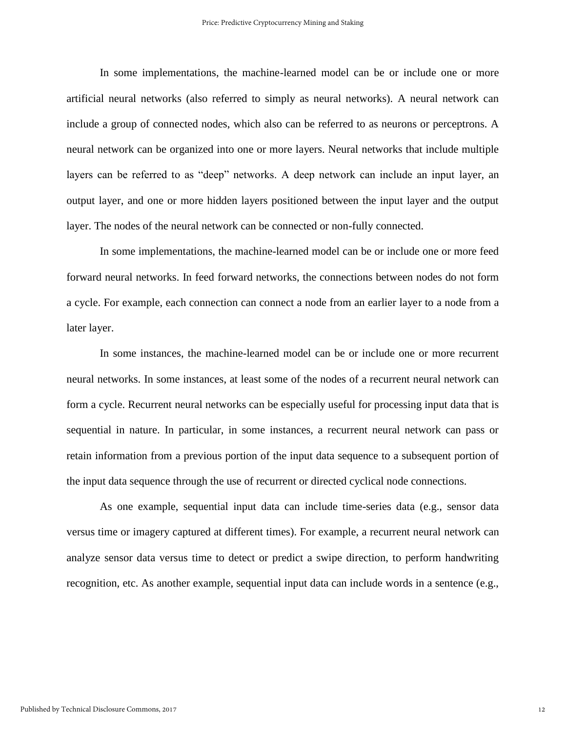In some implementations, the machine-learned model can be or include one or more artificial neural networks (also referred to simply as neural networks). A neural network can include a group of connected nodes, which also can be referred to as neurons or perceptrons. A neural network can be organized into one or more layers. Neural networks that include multiple layers can be referred to as "deep" networks. A deep network can include an input layer, an output layer, and one or more hidden layers positioned between the input layer and the output layer. The nodes of the neural network can be connected or non-fully connected.

In some implementations, the machine-learned model can be or include one or more feed forward neural networks. In feed forward networks, the connections between nodes do not form a cycle. For example, each connection can connect a node from an earlier layer to a node from a later layer.

In some instances, the machine-learned model can be or include one or more recurrent neural networks. In some instances, at least some of the nodes of a recurrent neural network can form a cycle. Recurrent neural networks can be especially useful for processing input data that is sequential in nature. In particular, in some instances, a recurrent neural network can pass or retain information from a previous portion of the input data sequence to a subsequent portion of the input data sequence through the use of recurrent or directed cyclical node connections.

As one example, sequential input data can include time-series data (e.g., sensor data versus time or imagery captured at different times). For example, a recurrent neural network can analyze sensor data versus time to detect or predict a swipe direction, to perform handwriting recognition, etc. As another example, sequential input data can include words in a sentence (e.g.,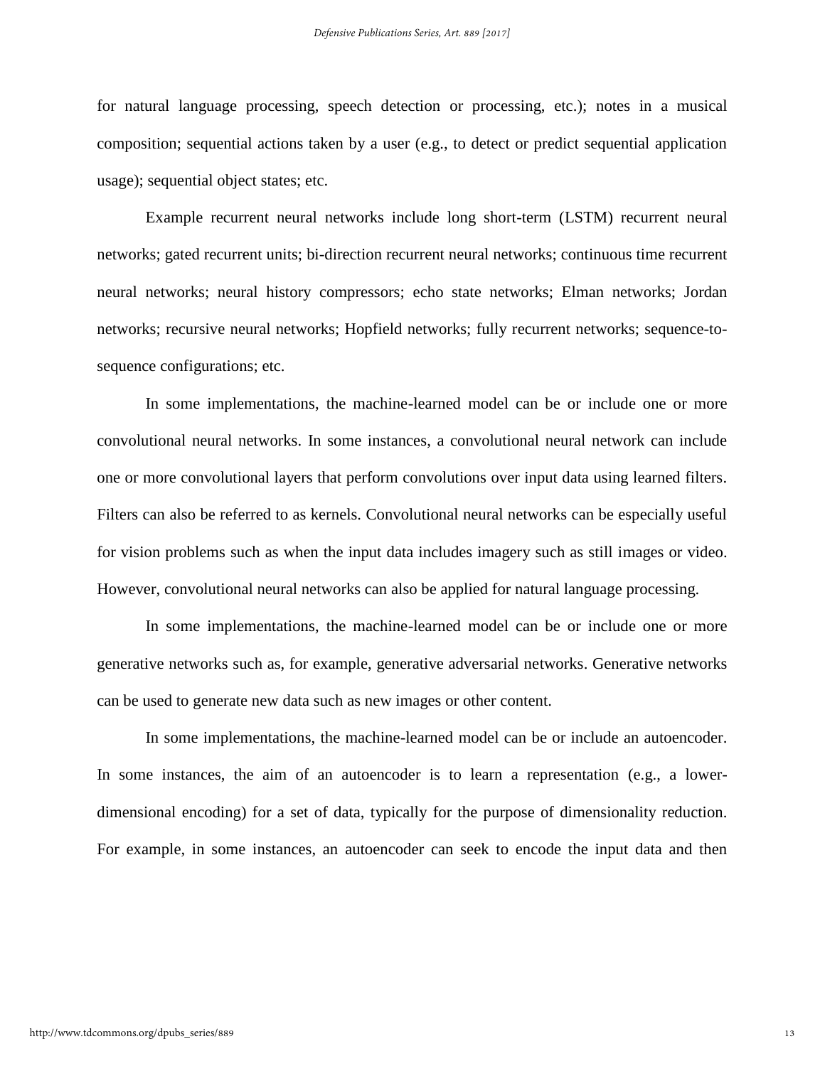for natural language processing, speech detection or processing, etc.); notes in a musical composition; sequential actions taken by a user (e.g., to detect or predict sequential application usage); sequential object states; etc.

Example recurrent neural networks include long short-term (LSTM) recurrent neural networks; gated recurrent units; bi-direction recurrent neural networks; continuous time recurrent neural networks; neural history compressors; echo state networks; Elman networks; Jordan networks; recursive neural networks; Hopfield networks; fully recurrent networks; sequence-to-sequence configurations; etc.

In some implementations, the machine-learned model can be or include one or more convolutional neural networks. In some instances, a convolutional neural network can include one or more convolutional layers that perform convolutions over input data using learned filters. Filters can also be referred to as kernels. Convolutional neural networks can be especially useful for vision problems such as when the input data includes imagery such as still images or video. However, convolutional neural networks can also be applied for natural language processing.

In some implementations, the machine-learned model can be or include one or more generative networks such as, for example, generative adversarial networks. Generative networks can be used to generate new data such as new images or other content.

In some implementations, the machine-learned model can be or include an autoencoder. In some instances, the aim of an autoencoder is to learn a representation (e.g., a lower-dimensional encoding) for a set of data, typically for the purpose of dimensionality reduction. For example, in some instances, an autoencoder can seek to encode the input data and then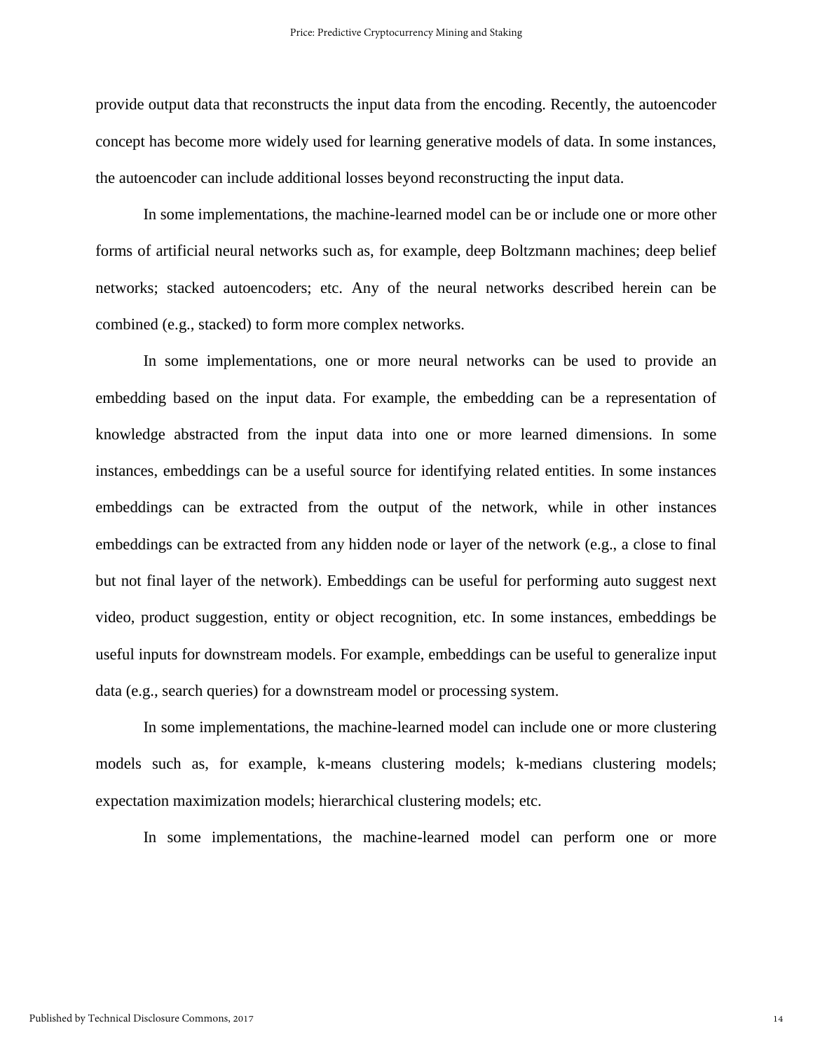provide output data that reconstructs the input data from the encoding. Recently, the autoencoder concept has become more widely used for learning generative models of data. In some instances, the autoencoder can include additional losses beyond reconstructing the input data.

In some implementations, the machine-learned model can be or include one or more other forms of artificial neural networks such as, for example, deep Boltzmann machines; deep belief networks; stacked autoencoders; etc. Any of the neural networks described herein can be combined (e.g., stacked) to form more complex networks.

In some implementations, one or more neural networks can be used to provide an embedding based on the input data. For example, the embedding can be a representation of knowledge abstracted from the input data into one or more learned dimensions. In some instances, embeddings can be a useful source for identifying related entities. In some instances embeddings can be extracted from the output of the network, while in other instances embeddings can be extracted from any hidden node or layer of the network (e.g., a close to final but not final layer of the network). Embeddings can be useful for performing auto suggest next video, product suggestion, entity or object recognition, etc. In some instances, embeddings be useful inputs for downstream models. For example, embeddings can be useful to generalize input data (e.g., search queries) for a downstream model or processing system.

In some implementations, the machine-learned model can include one or more clustering models such as, for example, k-means clustering models; k-medians clustering models; expectation maximization models; hierarchical clustering models; etc.

In some implementations, the machine-learned model can perform one or more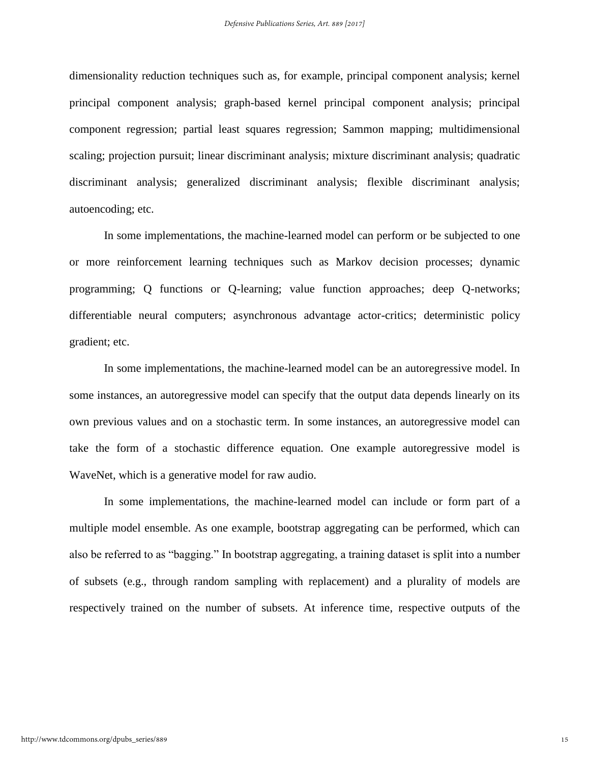dimensionality reduction techniques such as, for example, principal component analysis; kernel principal component analysis; graph-based kernel principal component analysis; principal component regression; partial least squares regression; Sammon mapping; multidimensional scaling; projection pursuit; linear discriminant analysis; mixture discriminant analysis; quadratic discriminant analysis; generalized discriminant analysis; flexible discriminant analysis; autoencoding; etc.

In some implementations, the machine-learned model can perform or be subjected to one or more reinforcement learning techniques such as Markov decision processes; dynamic programming; Q functions or Q-learning; value function approaches; deep Q-networks; differentiable neural computers; asynchronous advantage actor-critics; deterministic policy gradient; etc.

In some implementations, the machine-learned model can be an autoregressive model. In some instances, an autoregressive model can specify that the output data depends linearly on its own previous values and on a stochastic term. In some instances, an autoregressive model can take the form of a stochastic difference equation. One example autoregressive model is WaveNet, which is a generative model for raw audio.

In some implementations, the machine-learned model can include or form part of a multiple model ensemble. As one example, bootstrap aggregating can be performed, which can also be referred to as "bagging." In bootstrap aggregating, a training dataset is split into a number of subsets (e.g., through random sampling with replacement) and a plurality of models are respectively trained on the number of subsets. At inference time, respective outputs of the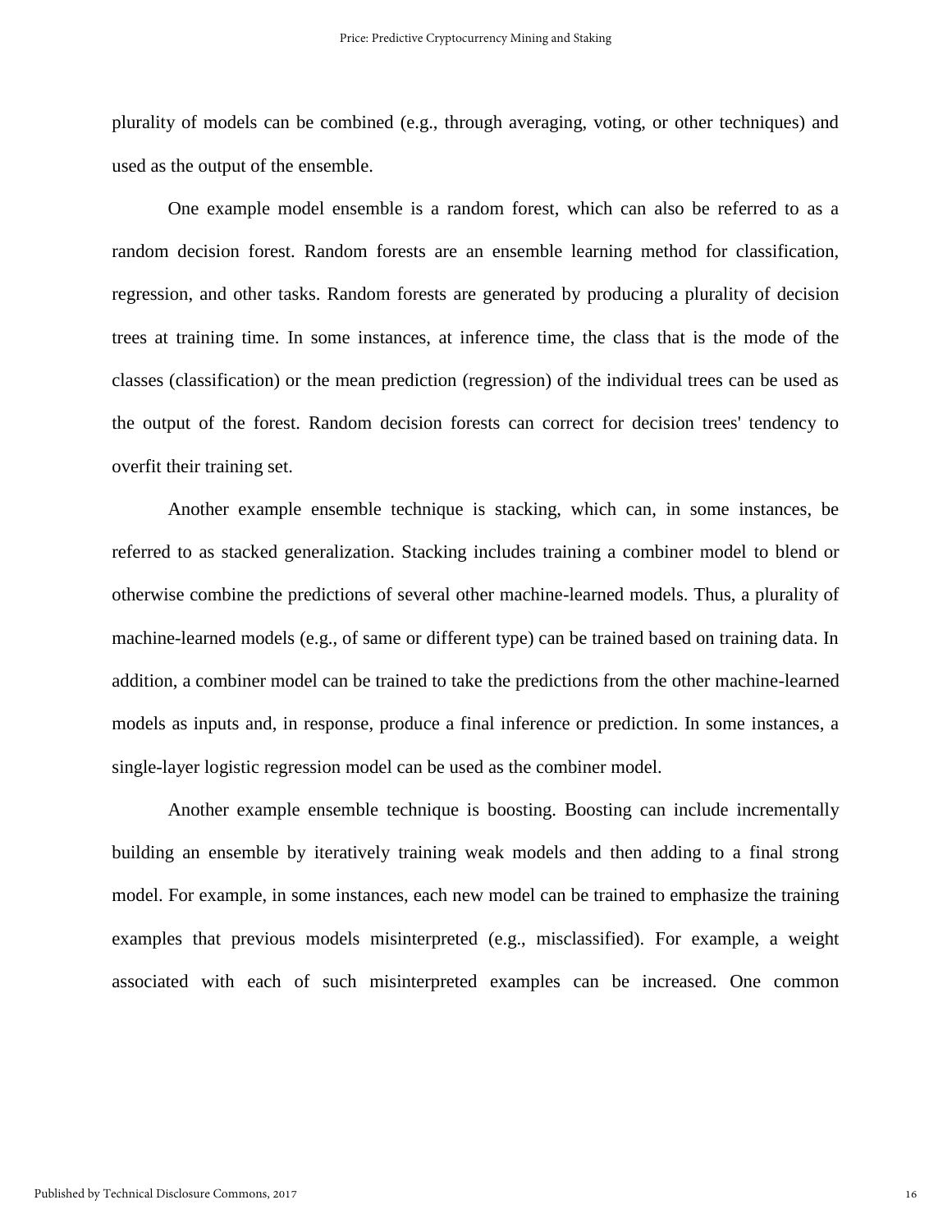plurality of models can be combined (e.g., through averaging, voting, or other techniques) and used as the output of the ensemble.

One example model ensemble is a random forest, which can also be referred to as a random decision forest. Random forests are an ensemble learning method for classification, regression, and other tasks. Random forests are generated by producing a plurality of decision trees at training time. In some instances, at inference time, the class that is the mode of the classes (classification) or the mean prediction (regression) of the individual trees can be used as the output of the forest. Random decision forests can correct for decision trees' tendency to overfit their training set.

Another example ensemble technique is stacking, which can, in some instances, be referred to as stacked generalization. Stacking includes training a combiner model to blend or otherwise combine the predictions of several other machine-learned models. Thus, a plurality of machine-learned models (e.g., of same or different type) can be trained based on training data. In addition, a combiner model can be trained to take the predictions from the other machine-learned models as inputs and, in response, produce a final inference or prediction. In some instances, a single-layer logistic regression model can be used as the combiner model.

Another example ensemble technique is boosting. Boosting can include incrementally building an ensemble by iteratively training weak models and then adding to a final strong model. For example, in some instances, each new model can be trained to emphasize the training examples that previous models misinterpreted (e.g., misclassified). For example, a weight associated with each of such misinterpreted examples can be increased. One common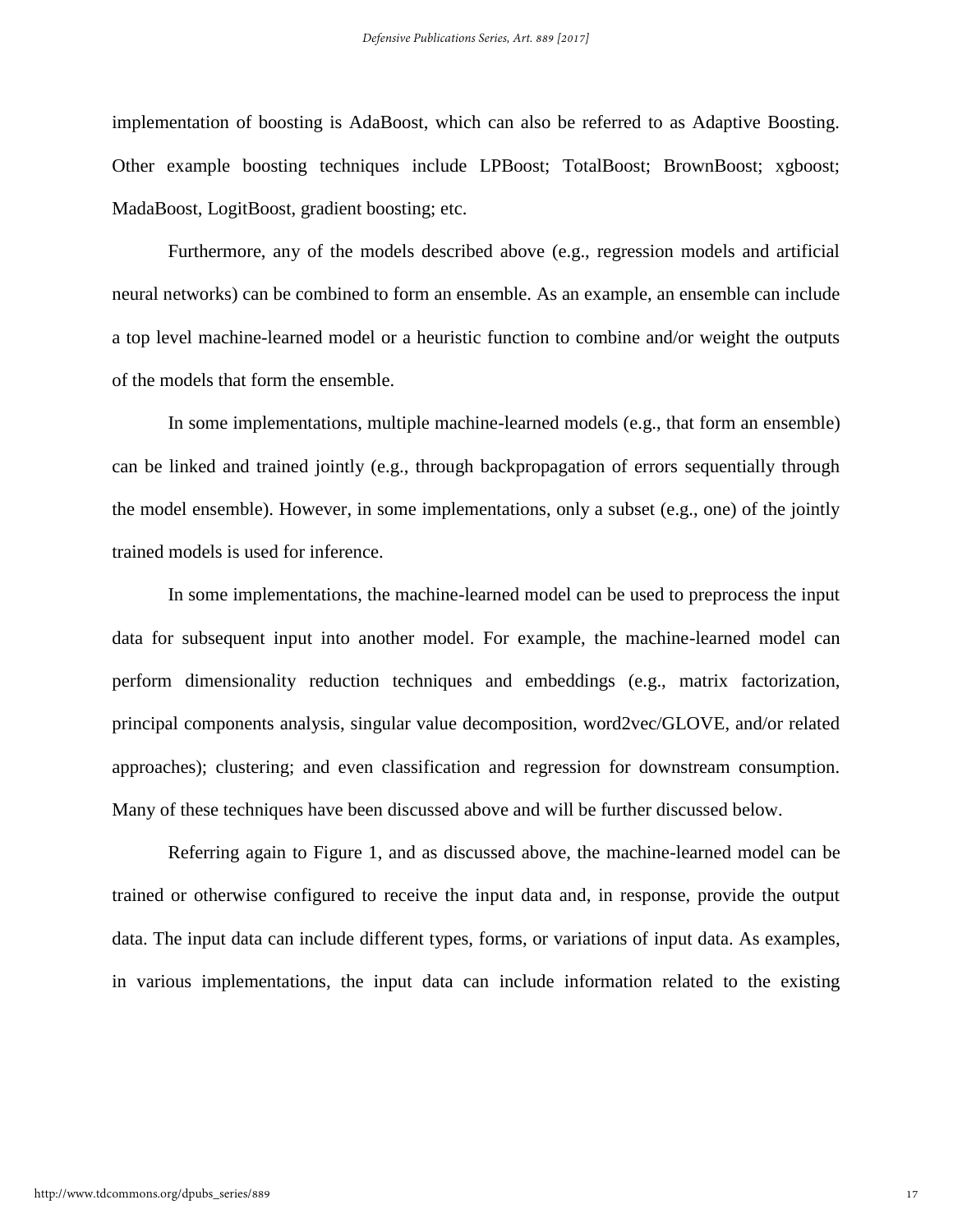implementation of boosting is AdaBoost, which can also be referred to as Adaptive Boosting. Other example boosting techniques include LPBoost; TotalBoost; BrownBoost; xgboost; MadaBoost, LogitBoost, gradient boosting; etc.

Furthermore, any of the models described above (e.g., regression models and artificial neural networks) can be combined to form an ensemble. As an example, an ensemble can include a top level machine-learned model or a heuristic function to combine and/or weight the outputs of the models that form the ensemble.

In some implementations, multiple machine-learned models (e.g., that form an ensemble) can be linked and trained jointly (e.g., through backpropagation of errors sequentially through the model ensemble). However, in some implementations, only a subset (e.g., one) of the jointly trained models is used for inference.

In some implementations, the machine-learned model can be used to preprocess the input data for subsequent input into another model. For example, the machine-learned model can perform dimensionality reduction techniques and embeddings (e.g., matrix factorization, principal components analysis, singular value decomposition, word2vec/GLOVE, and/or related approaches); clustering; and even classification and regression for downstream consumption. Many of these techniques have been discussed above and will be further discussed below.

Referring again to Figure 1, and as discussed above, the machine-learned model can be trained or otherwise configured to receive the input data and, in response, provide the output data. The input data can include different types, forms, or variations of input data. As examples, in various implementations, the input data can include information related to the existing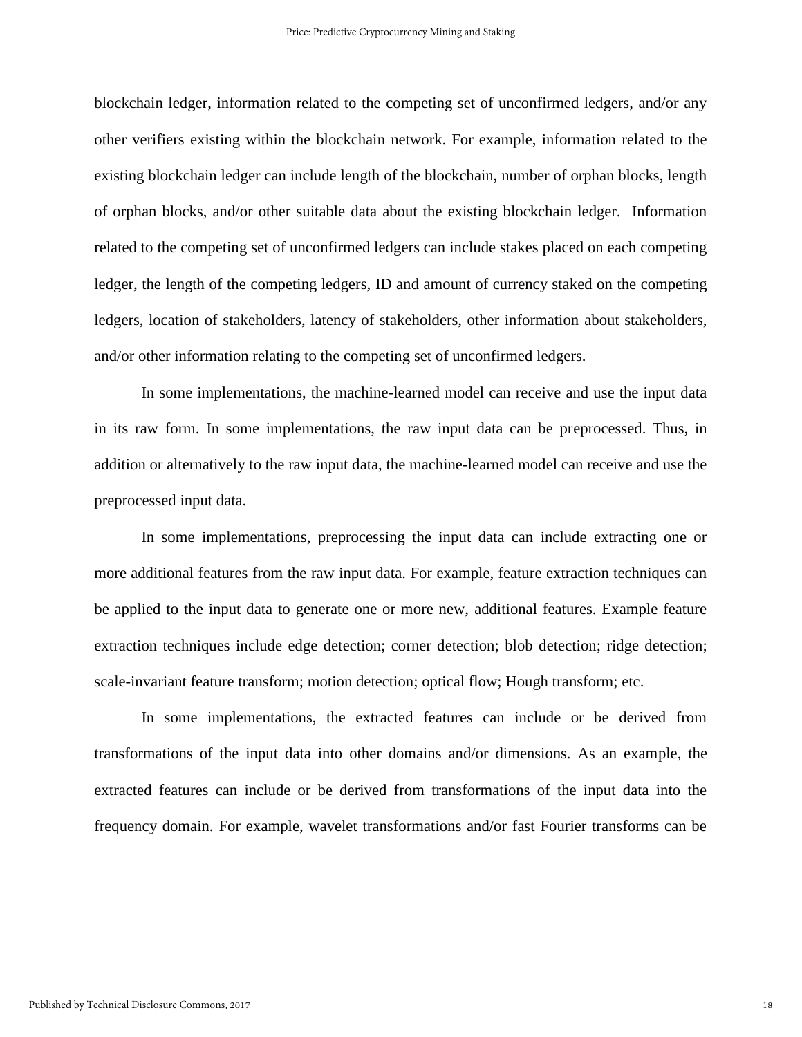blockchain ledger, information related to the competing set of unconfirmed ledgers, and/or any other verifiers existing within the blockchain network. For example, information related to the existing blockchain ledger can include length of the blockchain, number of orphan blocks, length of orphan blocks, and/or other suitable data about the existing blockchain ledger. Information related to the competing set of unconfirmed ledgers can include stakes placed on each competing ledger, the length of the competing ledgers, ID and amount of currency staked on the competing ledgers, location of stakeholders, latency of stakeholders, other information about stakeholders, and/or other information relating to the competing set of unconfirmed ledgers.

In some implementations, the machine-learned model can receive and use the input data in its raw form. In some implementations, the raw input data can be preprocessed. Thus, in addition or alternatively to the raw input data, the machine-learned model can receive and use the preprocessed input data.

In some implementations, preprocessing the input data can include extracting one or more additional features from the raw input data. For example, feature extraction techniques can be applied to the input data to generate one or more new, additional features. Example feature extraction techniques include edge detection; corner detection; blob detection; ridge detection; scale-invariant feature transform; motion detection; optical flow; Hough transform; etc.

In some implementations, the extracted features can include or be derived from transformations of the input data into other domains and/or dimensions. As an example, the extracted features can include or be derived from transformations of the input data into the frequency domain. For example, wavelet transformations and/or fast Fourier transforms can be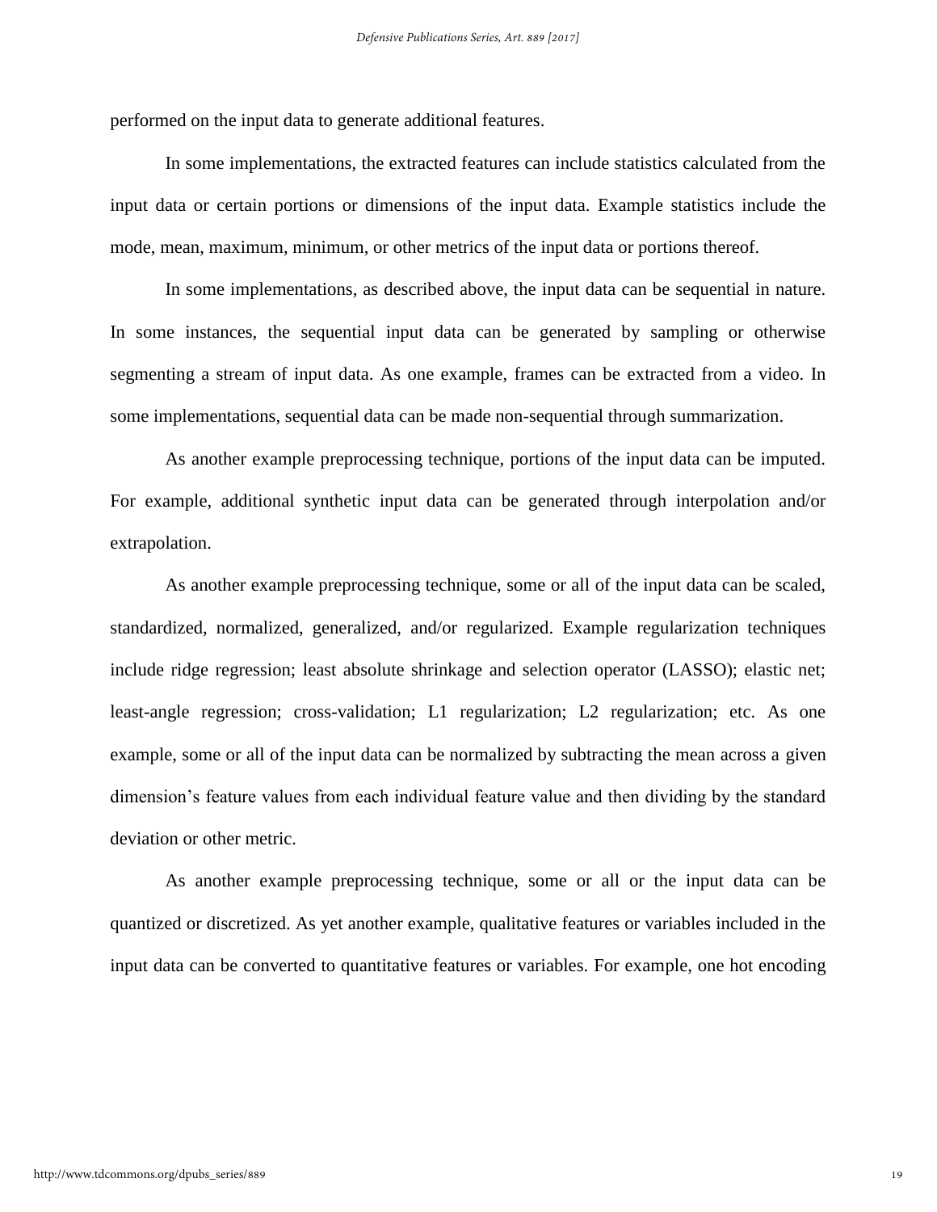performed on the input data to generate additional features.

In some implementations, the extracted features can include statistics calculated from the input data or certain portions or dimensions of the input data. Example statistics include the mode, mean, maximum, minimum, or other metrics of the input data or portions thereof.

In some implementations, as described above, the input data can be sequential in nature. In some instances, the sequential input data can be generated by sampling or otherwise segmenting a stream of input data. As one example, frames can be extracted from a video. In some implementations, sequential data can be made non-sequential through summarization.

As another example preprocessing technique, portions of the input data can be imputed. For example, additional synthetic input data can be generated through interpolation and/or extrapolation.

As another example preprocessing technique, some or all of the input data can be scaled, standardized, normalized, generalized, and/or regularized. Example regularization techniques include ridge regression; least absolute shrinkage and selection operator (LASSO); elastic net; least-angle regression; cross-validation; L1 regularization; L2 regularization; etc. As one example, some or all of the input data can be normalized by subtracting the mean across a given dimension's feature values from each individual feature value and then dividing by the standard deviation or other metric.

As another example preprocessing technique, some or all or the input data can be quantized or discretized. As yet another example, qualitative features or variables included in the input data can be converted to quantitative features or variables. For example, one hot encoding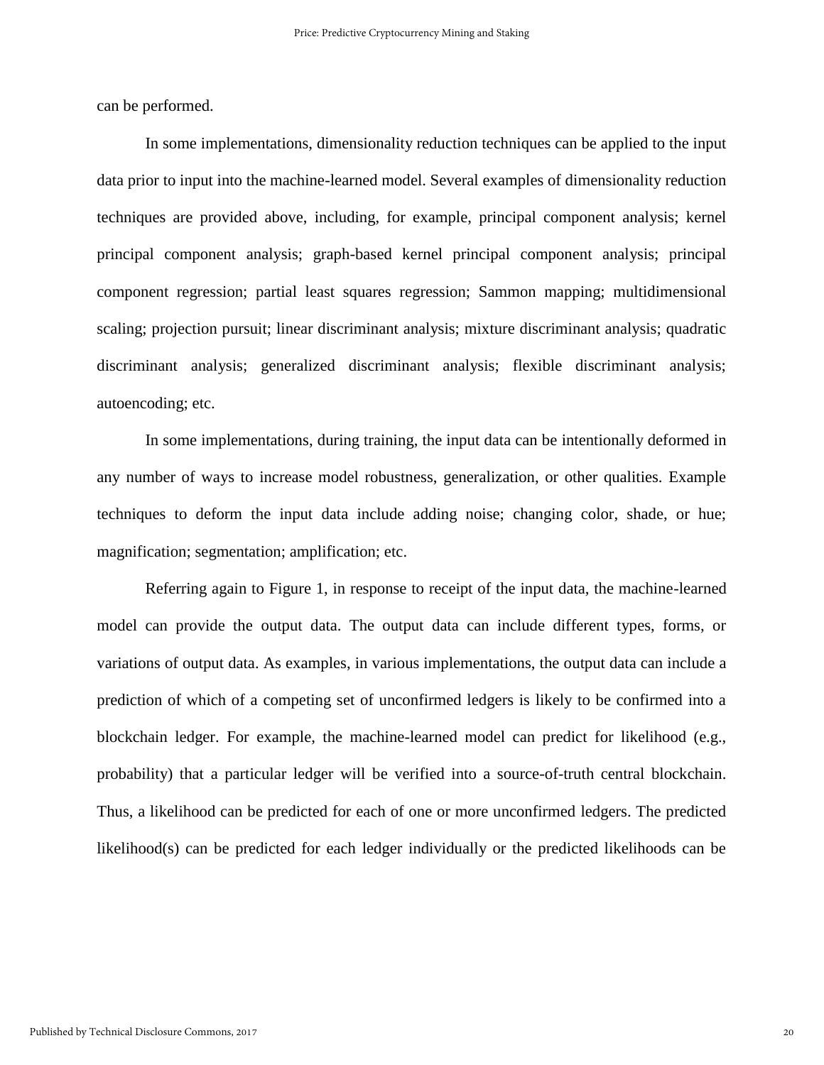can be performed.

In some implementations, dimensionality reduction techniques can be applied to the input data prior to input into the machine-learned model. Several examples of dimensionality reduction techniques are provided above, including, for example, principal component analysis; kernel principal component analysis; graph-based kernel principal component analysis; principal component regression; partial least squares regression; Sammon mapping; multidimensional scaling; projection pursuit; linear discriminant analysis; mixture discriminant analysis; quadratic discriminant analysis; generalized discriminant analysis; flexible discriminant analysis; autoencoding; etc.

In some implementations, during training, the input data can be intentionally deformed in any number of ways to increase model robustness, generalization, or other qualities. Example techniques to deform the input data include adding noise; changing color, shade, or hue; magnification; segmentation; amplification; etc.

Referring again to Figure 1, in response to receipt of the input data, the machine-learned model can provide the output data. The output data can include different types, forms, or variations of output data. As examples, in various implementations, the output data can include a prediction of which of a competing set of unconfirmed ledgers is likely to be confirmed into a blockchain ledger. For example, the machine-learned model can predict for likelihood (e.g., probability) that a particular ledger will be verified into a source-of-truth central blockchain. Thus, a likelihood can be predicted for each of one or more unconfirmed ledgers. The predicted likelihood(s) can be predicted for each ledger individually or the predicted likelihoods can be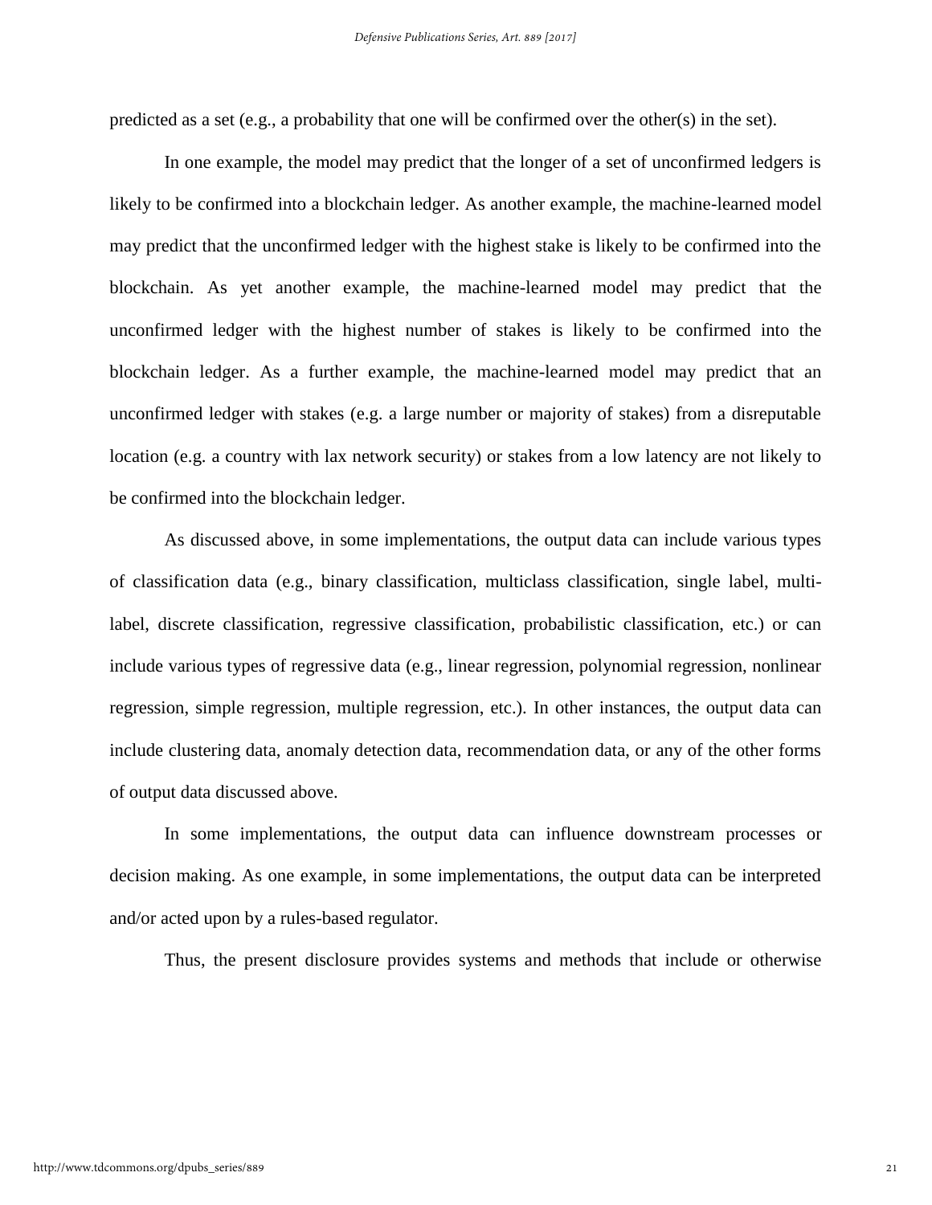predicted as a set (e.g., a probability that one will be confirmed over the other(s) in the set).

In one example, the model may predict that the longer of a set of unconfirmed ledgers is likely to be confirmed into a blockchain ledger. As another example, the machine-learned model may predict that the unconfirmed ledger with the highest stake is likely to be confirmed into the blockchain. As yet another example, the machine-learned model may predict that the unconfirmed ledger with the highest number of stakes is likely to be confirmed into the blockchain ledger. As a further example, the machine-learned model may predict that an unconfirmed ledger with stakes (e.g. a large number or majority of stakes) from a disreputable location (e.g. a country with lax network security) or stakes from a low latency are not likely to be confirmed into the blockchain ledger.

As discussed above, in some implementations, the output data can include various types of classification data (e.g., binary classification, multiclass classification, single label, multi-label, discrete classification, regressive classification, probabilistic classification, etc.) or can include various types of regressive data (e.g., linear regression, polynomial regression, nonlinear regression, simple regression, multiple regression, etc.). In other instances, the output data can include clustering data, anomaly detection data, recommendation data, or any of the other forms of output data discussed above.

In some implementations, the output data can influence downstream processes or decision making. As one example, in some implementations, the output data can be interpreted and/or acted upon by a rules-based regulator.

Thus, the present disclosure provides systems and methods that include or otherwise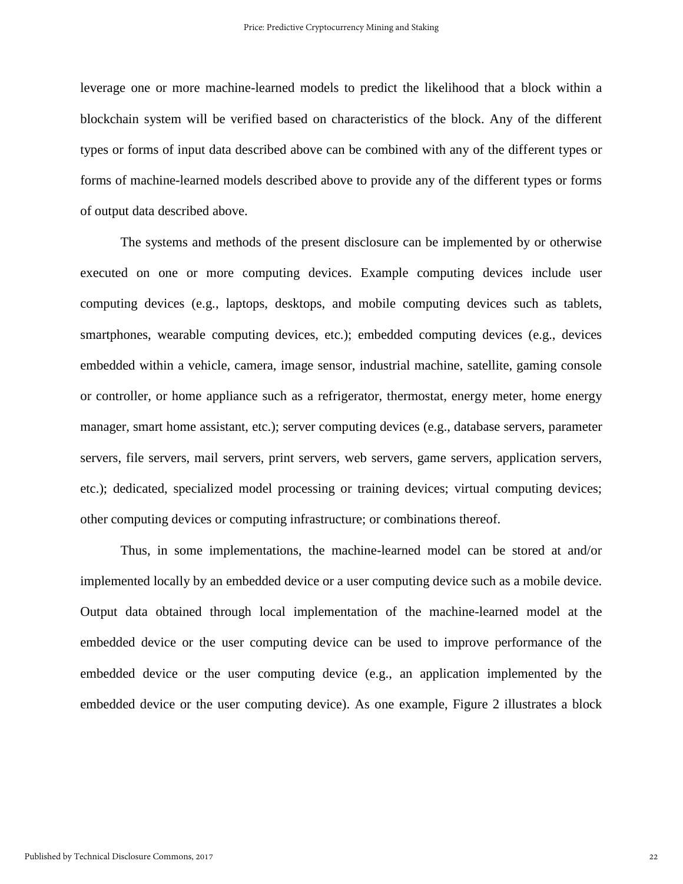leverage one or more machine-learned models to predict the likelihood that a block within a blockchain system will be verified based on characteristics of the block. Any of the different types or forms of input data described above can be combined with any of the different types or forms of machine-learned models described above to provide any of the different types or forms of output data described above.

The systems and methods of the present disclosure can be implemented by or otherwise executed on one or more computing devices. Example computing devices include user computing devices (e.g., laptops, desktops, and mobile computing devices such as tablets, smartphones, wearable computing devices, etc.); embedded computing devices (e.g., devices embedded within a vehicle, camera, image sensor, industrial machine, satellite, gaming console or controller, or home appliance such as a refrigerator, thermostat, energy meter, home energy manager, smart home assistant, etc.); server computing devices (e.g., database servers, parameter servers, file servers, mail servers, print servers, web servers, game servers, application servers, etc.); dedicated, specialized model processing or training devices; virtual computing devices; other computing devices or computing infrastructure; or combinations thereof.

Thus, in some implementations, the machine-learned model can be stored at and/or implemented locally by an embedded device or a user computing device such as a mobile device. Output data obtained through local implementation of the machine-learned model at the embedded device or the user computing device can be used to improve performance of the embedded device or the user computing device (e.g., an application implemented by the embedded device or the user computing device). As one example, Figure 2 illustrates a block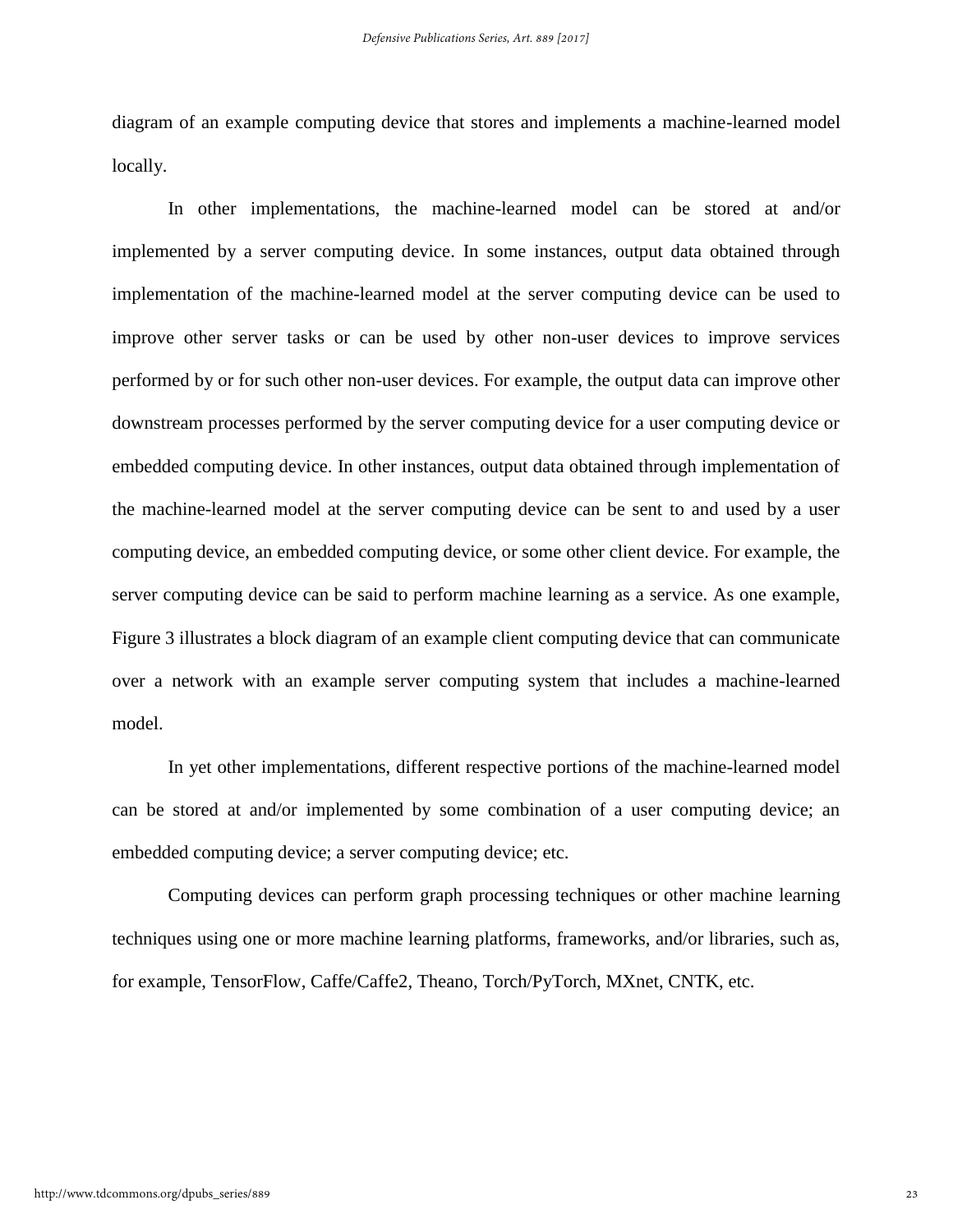diagram of an example computing device that stores and implements a machine-learned model locally.

In other implementations, the machine-learned model can be stored at and/or implemented by a server computing device. In some instances, output data obtained through implementation of the machine-learned model at the server computing device can be used to improve other server tasks or can be used by other non-user devices to improve services performed by or for such other non-user devices. For example, the output data can improve other downstream processes performed by the server computing device for a user computing device or embedded computing device. In other instances, output data obtained through implementation of the machine-learned model at the server computing device can be sent to and used by a user computing device, an embedded computing device, or some other client device. For example, the server computing device can be said to perform machine learning as a service. As one example, Figure 3 illustrates a block diagram of an example client computing device that can communicate over a network with an example server computing system that includes a machine-learned model.

In yet other implementations, different respective portions of the machine-learned model can be stored at and/or implemented by some combination of a user computing device; an embedded computing device; a server computing device; etc.

Computing devices can perform graph processing techniques or other machine learning techniques using one or more machine learning platforms, frameworks, and/or libraries, such as, for example, TensorFlow, Caffe/Caffe2, Theano, Torch/PyTorch, MXnet, CNTK, etc.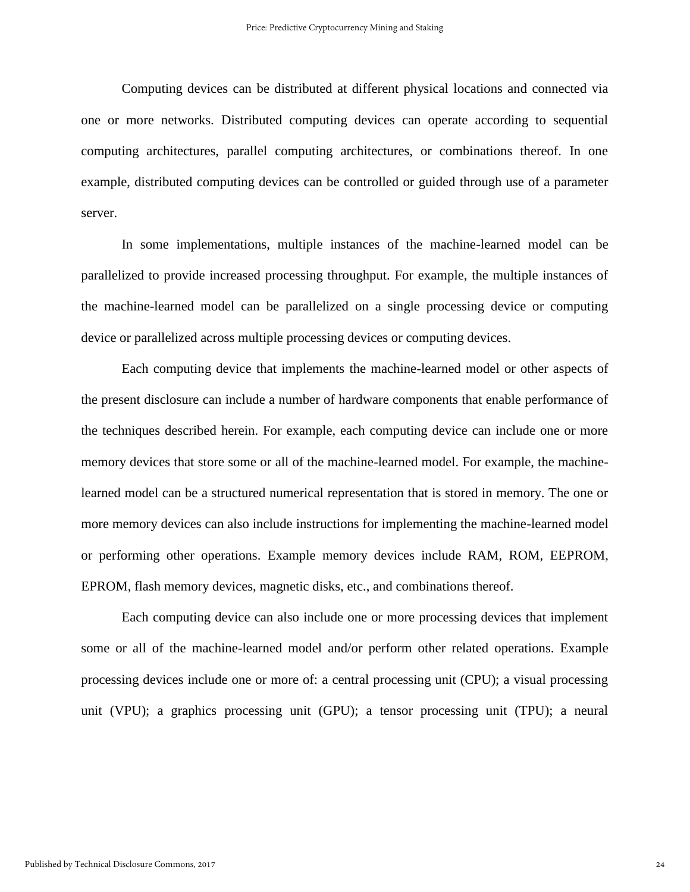Computing devices can be distributed at different physical locations and connected via one or more networks. Distributed computing devices can operate according to sequential computing architectures, parallel computing architectures, or combinations thereof. In one example, distributed computing devices can be controlled or guided through use of a parameter server.

In some implementations, multiple instances of the machine-learned model can be parallelized to provide increased processing throughput. For example, the multiple instances of the machine-learned model can be parallelized on a single processing device or computing device or parallelized across multiple processing devices or computing devices.

Each computing device that implements the machine-learned model or other aspects of the present disclosure can include a number of hardware components that enable performance of the techniques described herein. For example, each computing device can include one or more memory devices that store some or all of the machine-learned model. For example, the machine-learned model can be a structured numerical representation that is stored in memory. The one or more memory devices can also include instructions for implementing the machine-learned model or performing other operations. Example memory devices include RAM, ROM, EEPROM, EPROM, flash memory devices, magnetic disks, etc., and combinations thereof.

Each computing device can also include one or more processing devices that implement some or all of the machine-learned model and/or perform other related operations. Example processing devices include one or more of: a central processing unit (CPU); a visual processing unit (VPU); a graphics processing unit (GPU); a tensor processing unit (TPU); a neural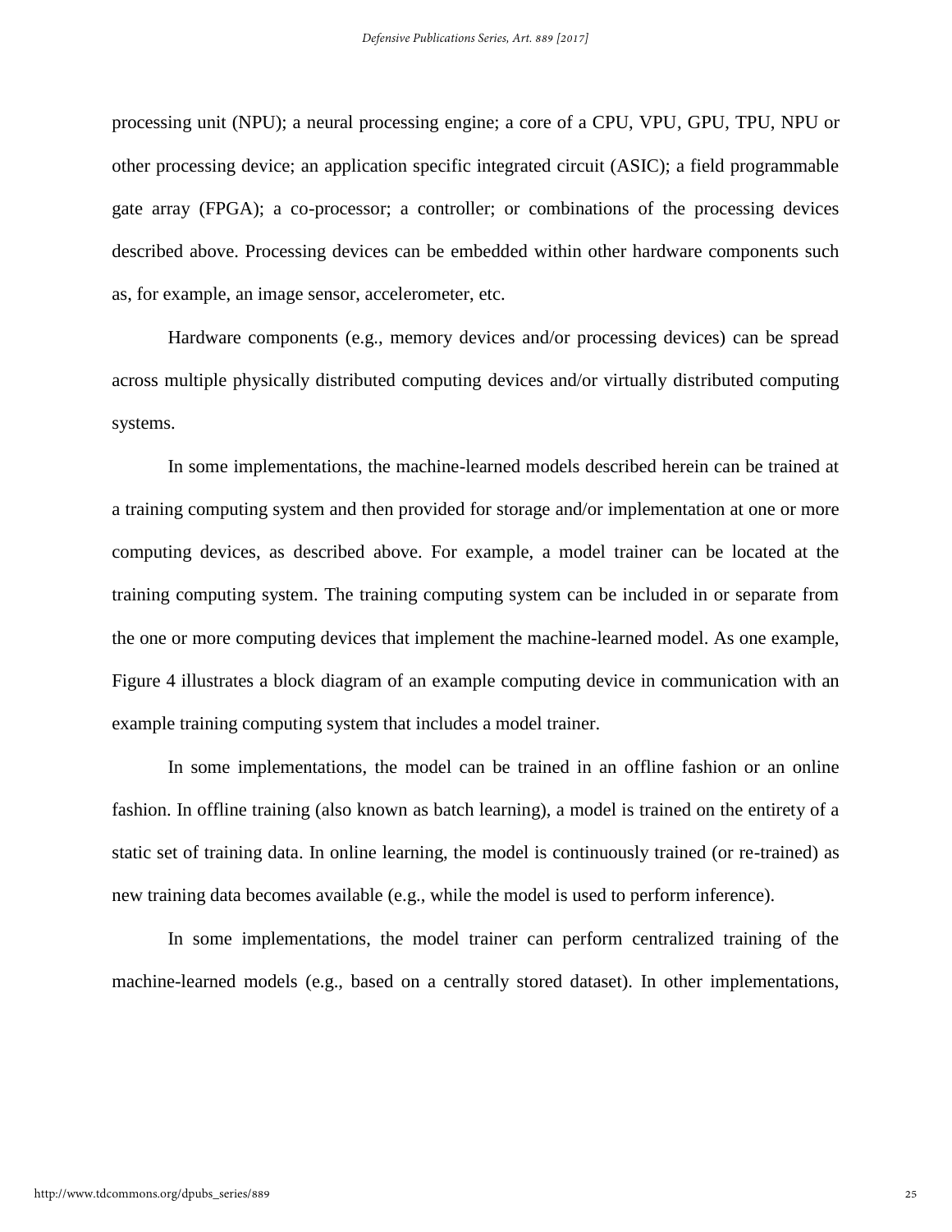processing unit (NPU); a neural processing engine; a core of a CPU, VPU, GPU, TPU, NPU or other processing device; an application specific integrated circuit (ASIC); a field programmable gate array (FPGA); a co-processor; a controller; or combinations of the processing devices described above. Processing devices can be embedded within other hardware components such as, for example, an image sensor, accelerometer, etc.

Hardware components (e.g., memory devices and/or processing devices) can be spread across multiple physically distributed computing devices and/or virtually distributed computing systems.

In some implementations, the machine-learned models described herein can be trained at a training computing system and then provided for storage and/or implementation at one or more computing devices, as described above. For example, a model trainer can be located at the training computing system. The training computing system can be included in or separate from the one or more computing devices that implement the machine-learned model. As one example, Figure 4 illustrates a block diagram of an example computing device in communication with an example training computing system that includes a model trainer.

In some implementations, the model can be trained in an offline fashion or an online fashion. In offline training (also known as batch learning), a model is trained on the entirety of a static set of training data. In online learning, the model is continuously trained (or re-trained) as new training data becomes available (e.g., while the model is used to perform inference).

In some implementations, the model trainer can perform centralized training of the machine-learned models (e.g., based on a centrally stored dataset). In other implementations,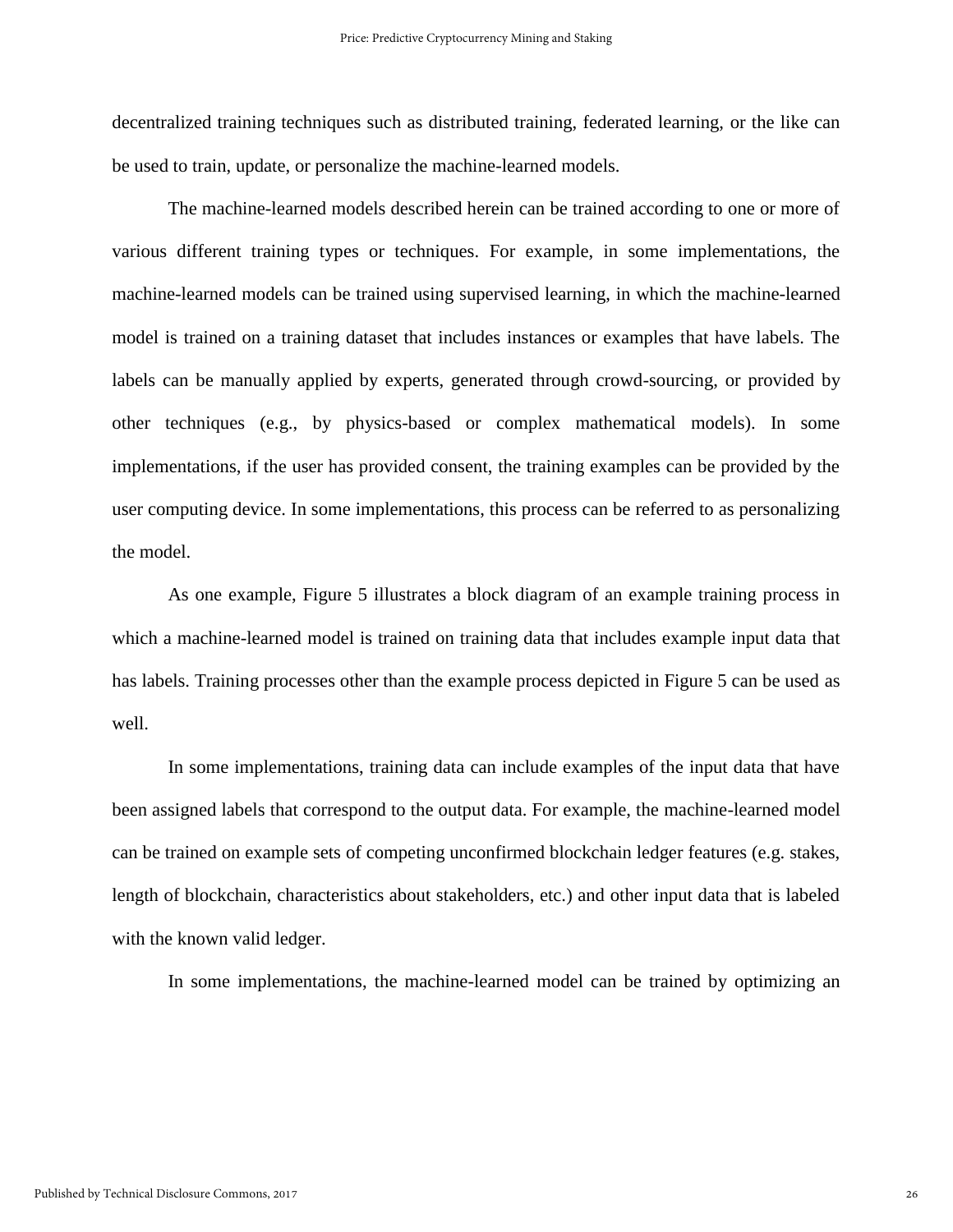decentralized training techniques such as distributed training, federated learning, or the like can be used to train, update, or personalize the machine-learned models.

The machine-learned models described herein can be trained according to one or more of various different training types or techniques. For example, in some implementations, the machine-learned models can be trained using supervised learning, in which the machine-learned model is trained on a training dataset that includes instances or examples that have labels. The labels can be manually applied by experts, generated through crowd-sourcing, or provided by other techniques (e.g., by physics-based or complex mathematical models). In some implementations, if the user has provided consent, the training examples can be provided by the user computing device. In some implementations, this process can be referred to as personalizing the model.

As one example, Figure 5 illustrates a block diagram of an example training process in which a machine-learned model is trained on training data that includes example input data that has labels. Training processes other than the example process depicted in Figure 5 can be used as well.

In some implementations, training data can include examples of the input data that have been assigned labels that correspond to the output data. For example, the machine-learned model can be trained on example sets of competing unconfirmed blockchain ledger features (e.g. stakes, length of blockchain, characteristics about stakeholders, etc.) and other input data that is labeled with the known valid ledger.

In some implementations, the machine-learned model can be trained by optimizing an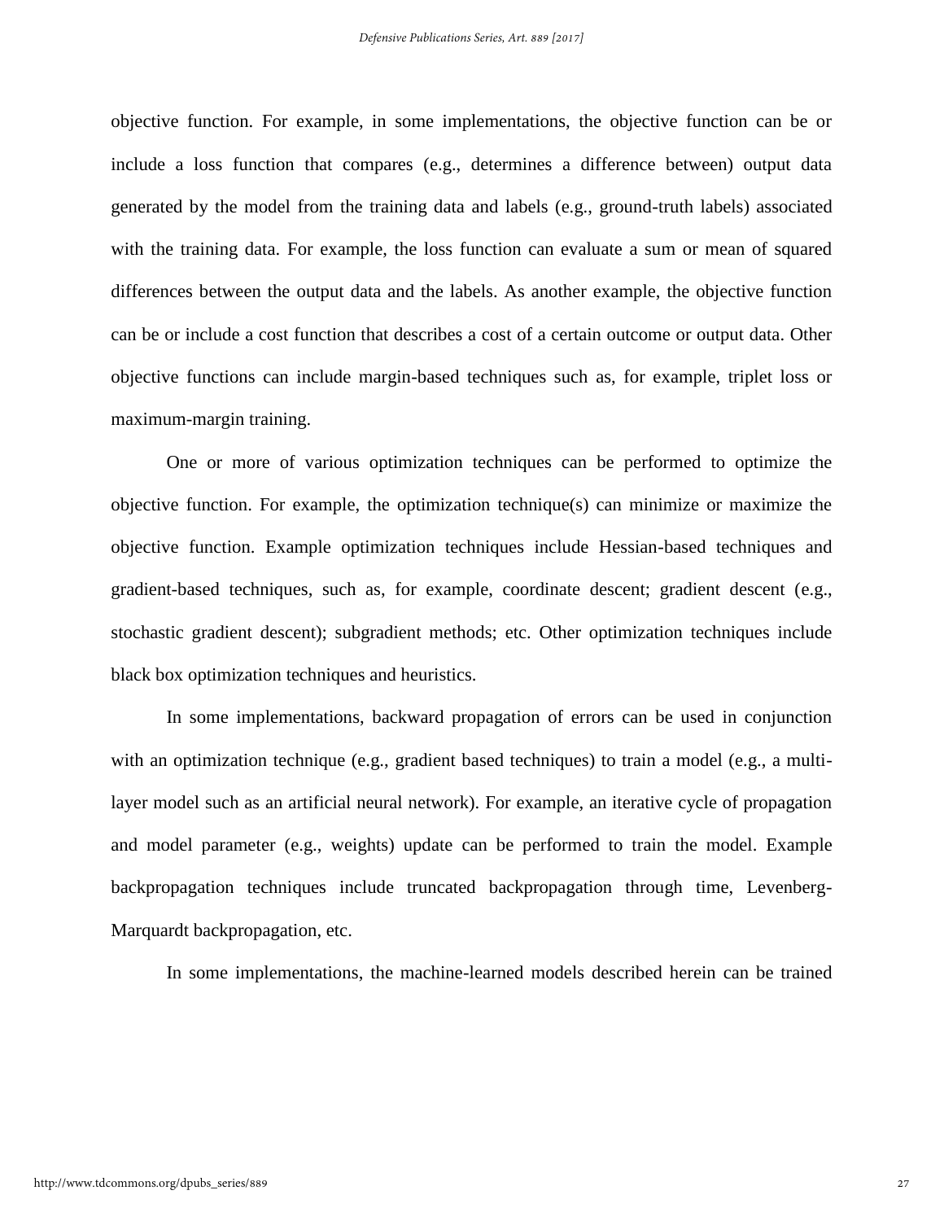objective function. For example, in some implementations, the objective function can be or include a loss function that compares (e.g., determines a difference between) output data generated by the model from the training data and labels (e.g., ground-truth labels) associated with the training data. For example, the loss function can evaluate a sum or mean of squared differences between the output data and the labels. As another example, the objective function can be or include a cost function that describes a cost of a certain outcome or output data. Other objective functions can include margin-based techniques such as, for example, triplet loss or maximum-margin training.

One or more of various optimization techniques can be performed to optimize the objective function. For example, the optimization technique(s) can minimize or maximize the objective function. Example optimization techniques include Hessian-based techniques and gradient-based techniques, such as, for example, coordinate descent; gradient descent (e.g., stochastic gradient descent); subgradient methods; etc. Other optimization techniques include black box optimization techniques and heuristics.

In some implementations, backward propagation of errors can be used in conjunction with an optimization technique (e.g., gradient based techniques) to train a model (e.g., a multi-layer model such as an artificial neural network). For example, an iterative cycle of propagation and model parameter (e.g., weights) update can be performed to train the model. Example backpropagation techniques include truncated backpropagation through time, Levenberg-Marquardt backpropagation, etc.

In some implementations, the machine-learned models described herein can be trained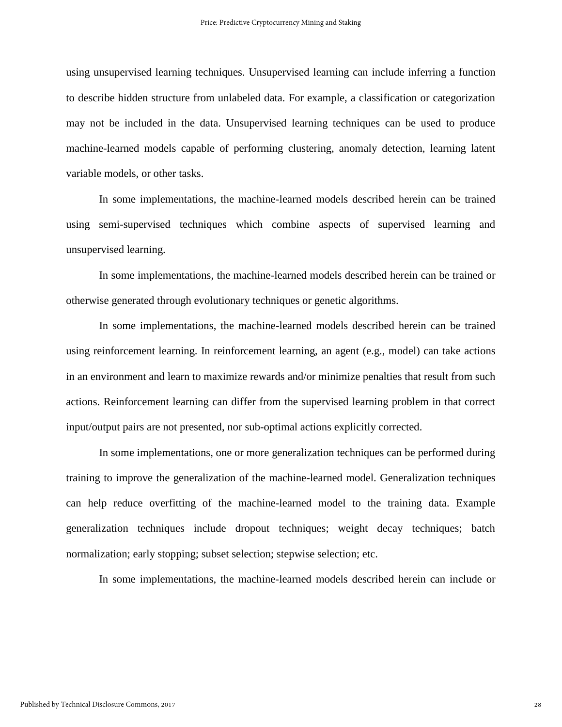using unsupervised learning techniques. Unsupervised learning can include inferring a function to describe hidden structure from unlabeled data. For example, a classification or categorization may not be included in the data. Unsupervised learning techniques can be used to produce machine-learned models capable of performing clustering, anomaly detection, learning latent variable models, or other tasks.

In some implementations, the machine-learned models described herein can be trained using semi-supervised techniques which combine aspects of supervised learning and unsupervised learning.

In some implementations, the machine-learned models described herein can be trained or otherwise generated through evolutionary techniques or genetic algorithms.

In some implementations, the machine-learned models described herein can be trained using reinforcement learning. In reinforcement learning, an agent (e.g., model) can take actions in an environment and learn to maximize rewards and/or minimize penalties that result from such actions. Reinforcement learning can differ from the supervised learning problem in that correct input/output pairs are not presented, nor sub-optimal actions explicitly corrected.

In some implementations, one or more generalization techniques can be performed during training to improve the generalization of the machine-learned model. Generalization techniques can help reduce overfitting of the machine-learned model to the training data. Example generalization techniques include dropout techniques; weight decay techniques; batch normalization; early stopping; subset selection; stepwise selection; etc.

In some implementations, the machine-learned models described herein can include or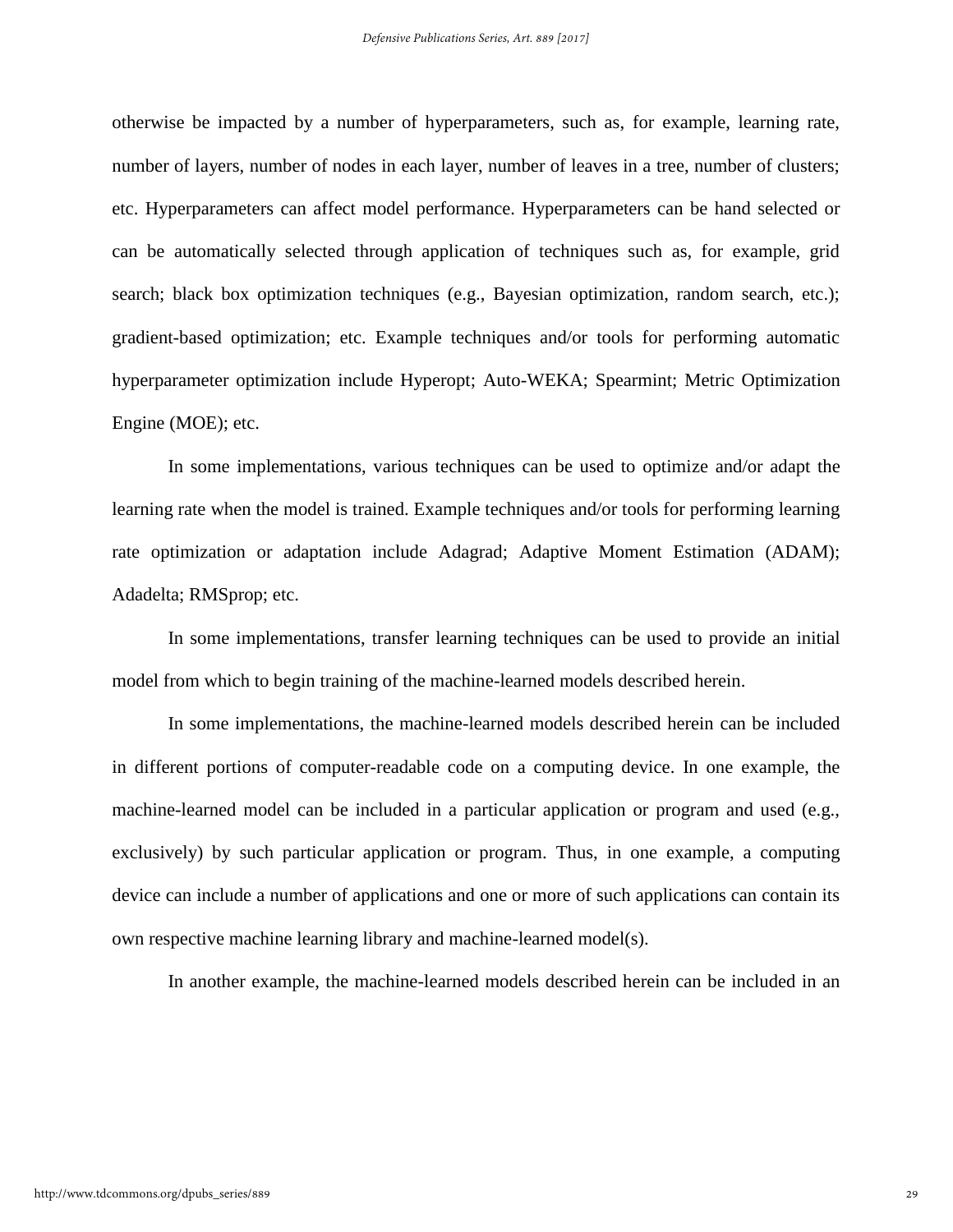otherwise be impacted by a number of hyperparameters, such as, for example, learning rate, number of layers, number of nodes in each layer, number of leaves in a tree, number of clusters; etc. Hyperparameters can affect model performance. Hyperparameters can be hand selected or can be automatically selected through application of techniques such as, for example, grid search; black box optimization techniques (e.g., Bayesian optimization, random search, etc.); gradient-based optimization; etc. Example techniques and/or tools for performing automatic hyperparameter optimization include Hyperopt; Auto-WEKA; Spearmint; Metric Optimization Engine (MOE); etc.

In some implementations, various techniques can be used to optimize and/or adapt the learning rate when the model is trained. Example techniques and/or tools for performing learning rate optimization or adaptation include Adagrad; Adaptive Moment Estimation (ADAM); Adadelta; RMSprop; etc.

In some implementations, transfer learning techniques can be used to provide an initial model from which to begin training of the machine-learned models described herein.

In some implementations, the machine-learned models described herein can be included in different portions of computer-readable code on a computing device. In one example, the machine-learned model can be included in a particular application or program and used (e.g., exclusively) by such particular application or program. Thus, in one example, a computing device can include a number of applications and one or more of such applications can contain its own respective machine learning library and machine-learned model(s).

In another example, the machine-learned models described herein can be included in an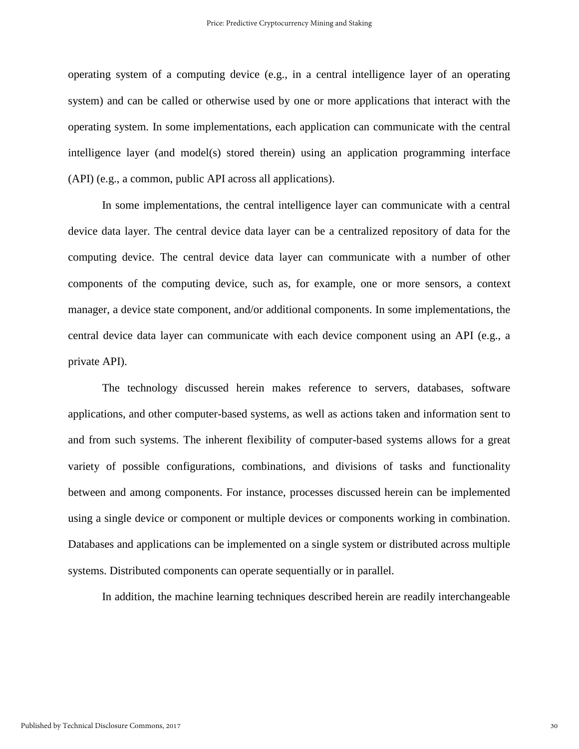operating system of a computing device (e.g., in a central intelligence layer of an operating system) and can be called or otherwise used by one or more applications that interact with the operating system. In some implementations, each application can communicate with the central intelligence layer (and model(s) stored therein) using an application programming interface (API) (e.g., a common, public API across all applications).

In some implementations, the central intelligence layer can communicate with a central device data layer. The central device data layer can be a centralized repository of data for the computing device. The central device data layer can communicate with a number of other components of the computing device, such as, for example, one or more sensors, a context manager, a device state component, and/or additional components. In some implementations, the central device data layer can communicate with each device component using an API (e.g., a private API).

The technology discussed herein makes reference to servers, databases, software applications, and other computer-based systems, as well as actions taken and information sent to and from such systems. The inherent flexibility of computer-based systems allows for a great variety of possible configurations, combinations, and divisions of tasks and functionality between and among components. For instance, processes discussed herein can be implemented using a single device or component or multiple devices or components working in combination. Databases and applications can be implemented on a single system or distributed across multiple systems. Distributed components can operate sequentially or in parallel.

In addition, the machine learning techniques described herein are readily interchangeable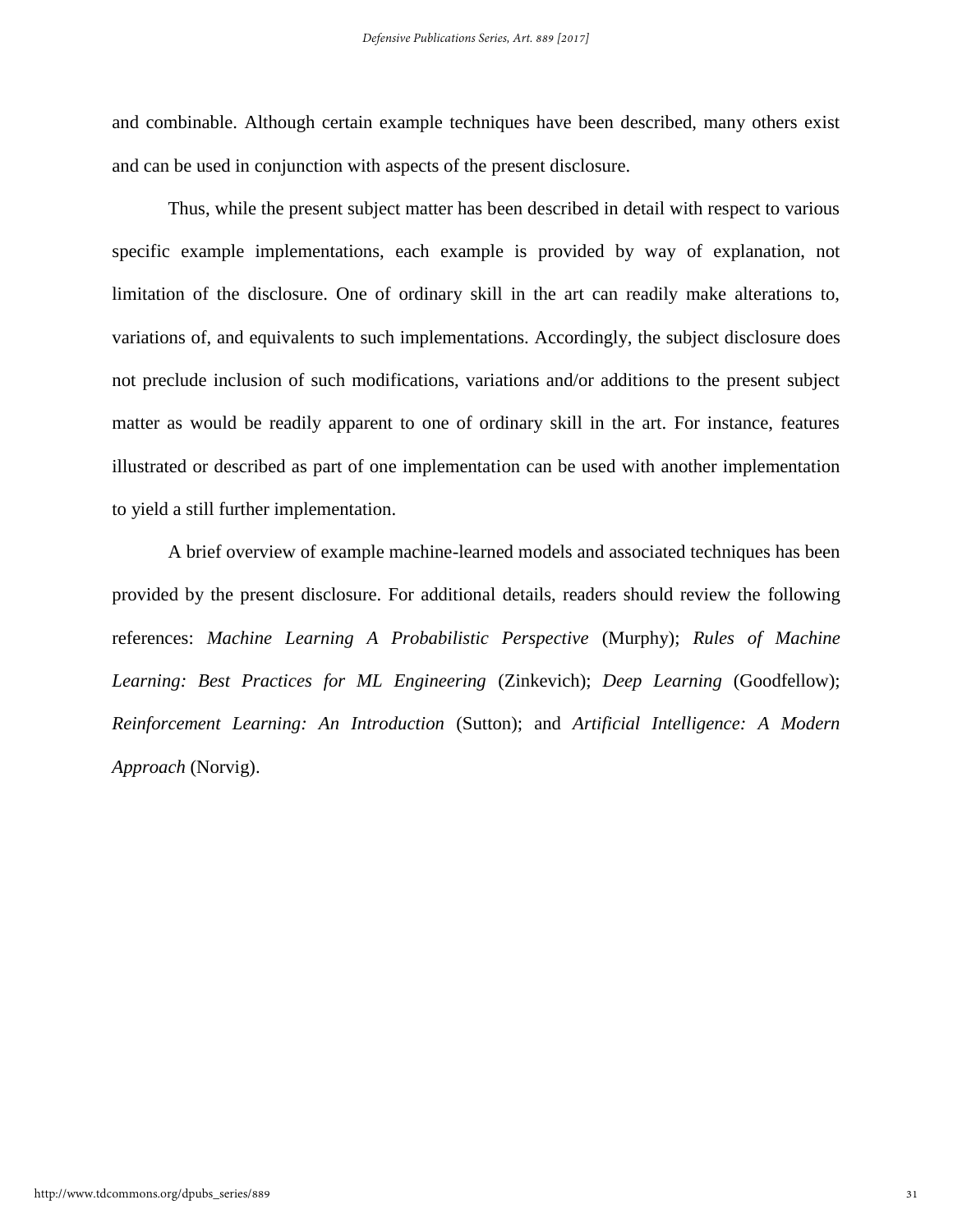and combinable. Although certain example techniques have been described, many others exist and can be used in conjunction with aspects of the present disclosure.

Thus, while the present subject matter has been described in detail with respect to various specific example implementations, each example is provided by way of explanation, not limitation of the disclosure. One of ordinary skill in the art can readily make alterations to, variations of, and equivalents to such implementations. Accordingly, the subject disclosure does not preclude inclusion of such modifications, variations and/or additions to the present subject matter as would be readily apparent to one of ordinary skill in the art. For instance, features illustrated or described as part of one implementation can be used with another implementation to yield a still further implementation.

A brief overview of example machine-learned models and associated techniques has been provided by the present disclosure. For additional details, readers should review the following references: *Machine Learning A Probabilistic Perspective* (Murphy); *Rules of Machine Learning: Best Practices for ML Engineering* (Zinkevich); *Deep Learning* (Goodfellow); *Reinforcement Learning: An Introduction* (Sutton); and *Artificial Intelligence: A Modern Approach* (Norvig).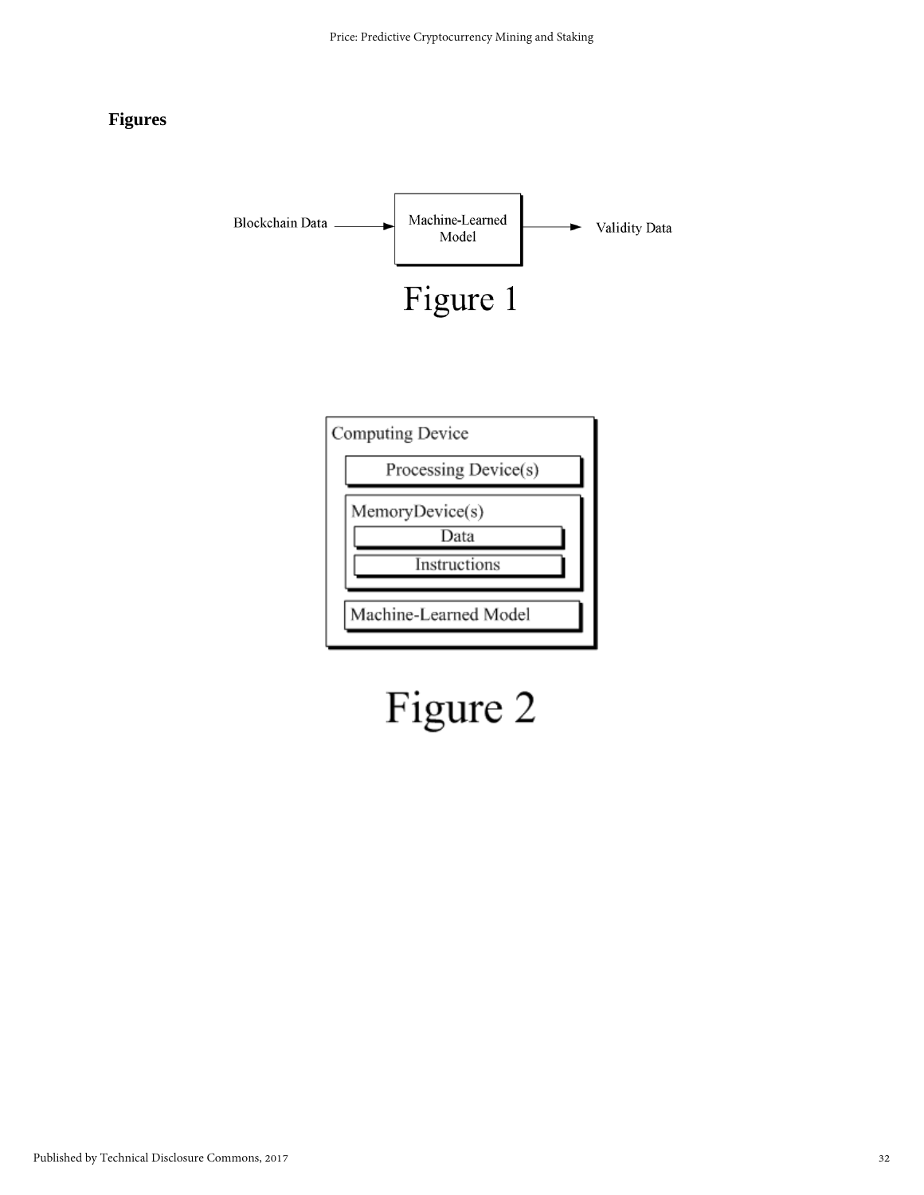**Figures**

Blockchain Data → Machine-Learned Model → Validity Data

Figure 1

Computing Device

Processing Device(s)

MemoryDevice(s)

Data

Instructions

Machine-Learned Model

Figure 2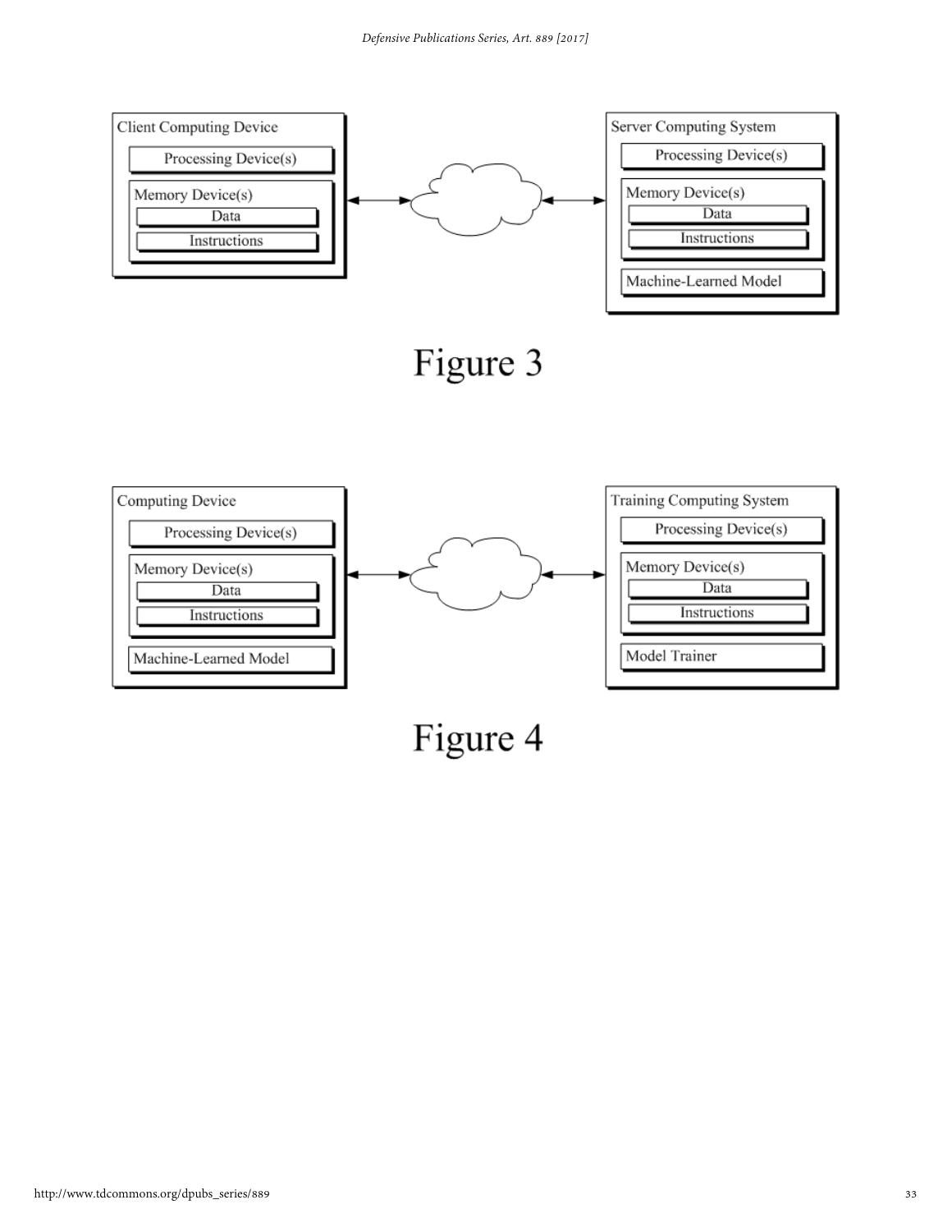Client Computing Device

Processing Device(s)

Memory Device(s)

Data

Instructions

Server Computing System

Processing Device(s)

Memory Device(s)

Data

Instructions

Machine-Learned Model

Figure 3

Computing Device

Processing Device(s)

Memory Device(s)

Data

Instructions

Machine-Learned Model

Training Computing System

Processing Device(s)

Memory Device(s)

Data

Instructions

Model Trainer

Figure 4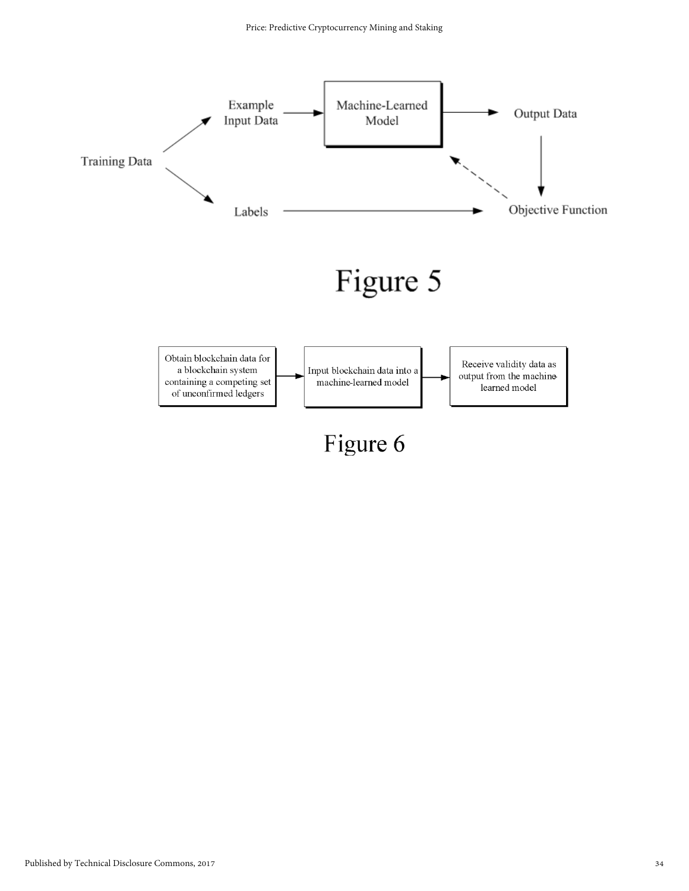Training Data

Example Input Data

Labels

Machine-Learned Model

Output Data

Objective Function

Figure 5

Obtain blockchain data for a blockchain system containing a competing set of unconfirmed ledgers

Input blockchain data into a machine-learned model

Receive validity data as output from the machine-learned model

Figure 6